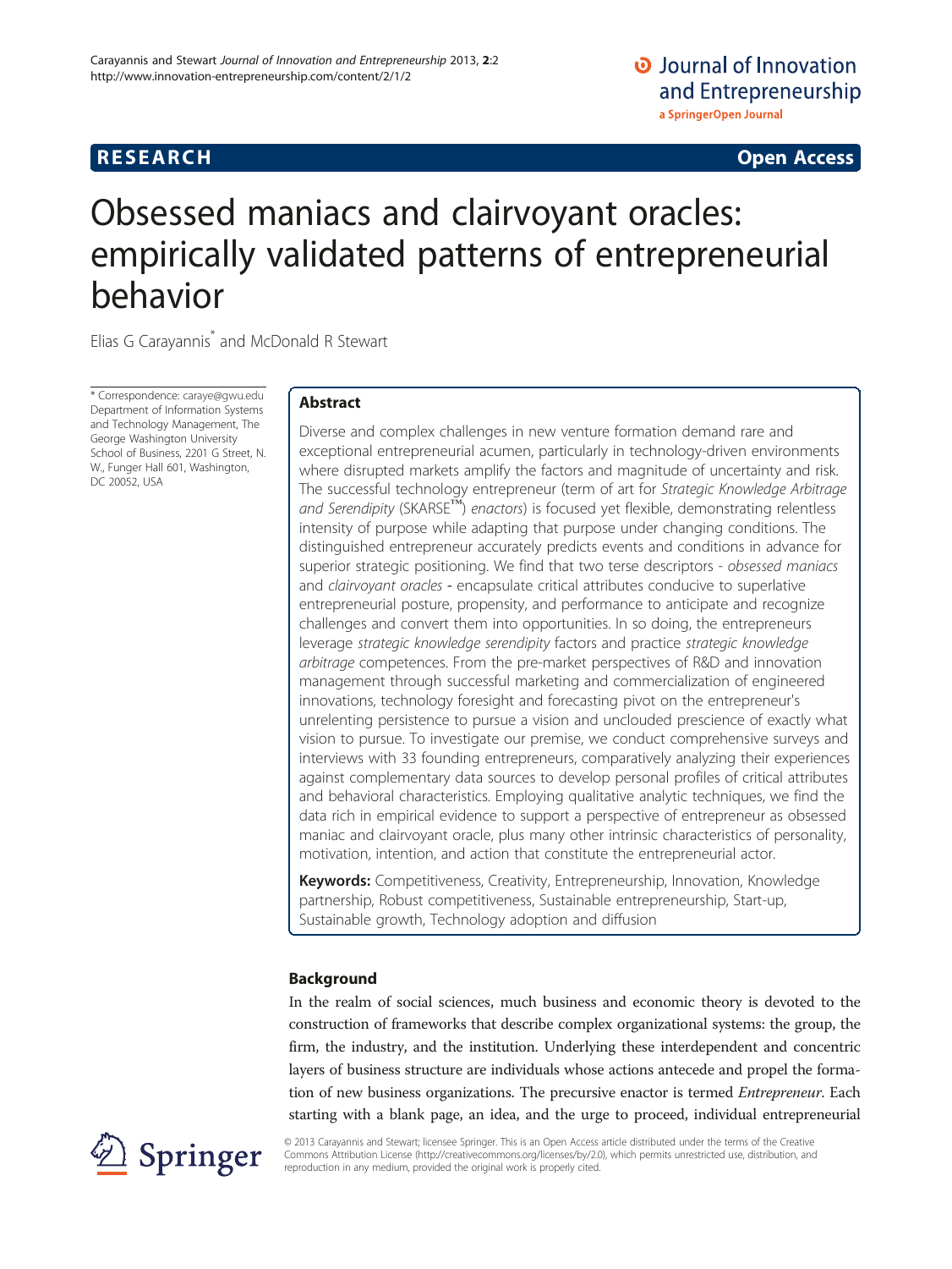RESEARCH Open Access

# Obsessed maniacs and clairvoyant oracles: empirically validated patterns of entrepreneurial behavior

Elias G Carayannis* and McDonald R Stewart

\* Correspondence: caraye@gwu.edu
Department of Information Systems and Technology Management, The George Washington University School of Business, 2201 G Street, N. W., Funger Hall 601, Washington, DC 20052, USA

## Abstract

Diverse and complex challenges in new venture formation demand rare and exceptional entrepreneurial acumen, particularly in technology-driven environments where disrupted markets amplify the factors and magnitude of uncertainty and risk. The successful technology entrepreneur (term of art for *Strategic Knowledge Arbitrage and Serendipity* (SKARSE™) *enactors*) is focused yet flexible, demonstrating relentless intensity of purpose while adapting that purpose under changing conditions. The distinguished entrepreneur accurately predicts events and conditions in advance for superior strategic positioning. We find that two terse descriptors - *obsessed maniacs* and *clairvoyant oracles* - encapsulate critical attributes conducive to superlative entrepreneurial posture, propensity, and performance to anticipate and recognize challenges and convert them into opportunities. In so doing, the entrepreneurs leverage *strategic knowledge serendipity* factors and practice *strategic knowledge arbitrage* competences. From the pre-market perspectives of R&D and innovation management through successful marketing and commercialization of engineered innovations, technology foresight and forecasting pivot on the entrepreneur's unrelenting persistence to pursue a vision and unclouded prescience of exactly what vision to pursue. To investigate our premise, we conduct comprehensive surveys and interviews with 33 founding entrepreneurs, comparatively analyzing their experiences against complementary data sources to develop personal profiles of critical attributes and behavioral characteristics. Employing qualitative analytic techniques, we find the data rich in empirical evidence to support a perspective of entrepreneur as obsessed maniac and clairvoyant oracle, plus many other intrinsic characteristics of personality, motivation, intention, and action that constitute the entrepreneurial actor.

**Keywords:** Competitiveness, Creativity, Entrepreneurship, Innovation, Knowledge partnership, Robust competitiveness, Sustainable entrepreneurship, Start-up, Sustainable growth, Technology adoption and diffusion

## Background

In the realm of social sciences, much business and economic theory is devoted to the construction of frameworks that describe complex organizational systems: the group, the firm, the industry, and the institution. Underlying these interdependent and concentric layers of business structure are individuals whose actions antecede and propel the formation of new business organizations. The precursive enactor is termed *Entrepreneur*. Each starting with a blank page, an idea, and the urge to proceed, individual entrepreneurial

© 2013 Carayannis and Stewart; licensee Springer. This is an Open Access article distributed under the terms of the Creative Commons Attribution License (http://creativecommons.org/licenses/by/2.0), which permits unrestricted use, distribution, and reproduction in any medium, provided the original work is properly cited.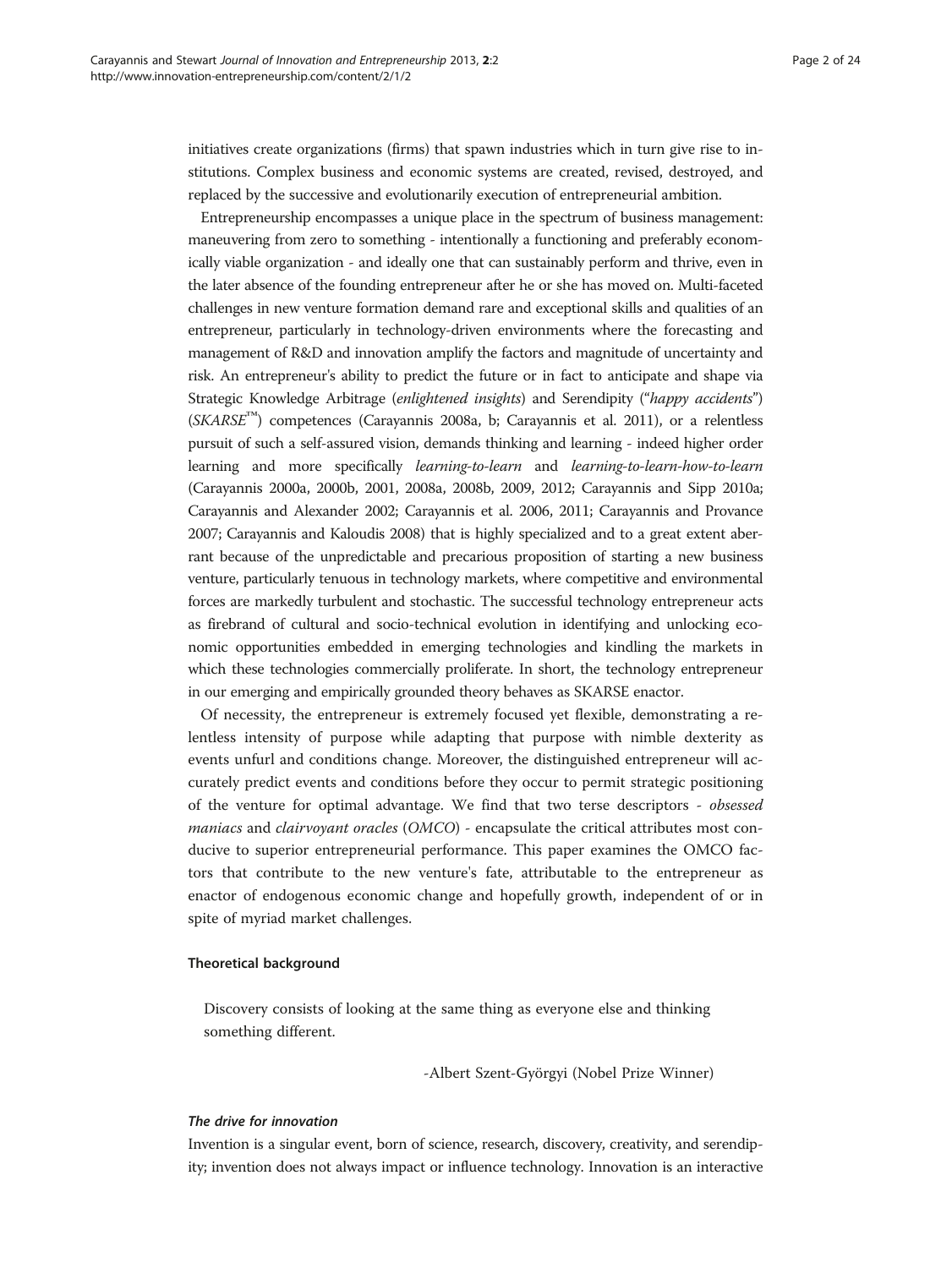initiatives create organizations (firms) that spawn industries which in turn give rise to institutions. Complex business and economic systems are created, revised, destroyed, and replaced by the successive and evolutionarily execution of entrepreneurial ambition.

Entrepreneurship encompasses a unique place in the spectrum of business management: maneuvering from zero to something - intentionally a functioning and preferably economically viable organization - and ideally one that can sustainably perform and thrive, even in the later absence of the founding entrepreneur after he or she has moved on. Multi-faceted challenges in new venture formation demand rare and exceptional skills and qualities of an entrepreneur, particularly in technology-driven environments where the forecasting and management of R&D and innovation amplify the factors and magnitude of uncertainty and risk. An entrepreneur's ability to predict the future or in fact to anticipate and shape via Strategic Knowledge Arbitrage (*enlightened insights*) and Serendipity ("*happy accidents*") (*SKARSE*™) competences (Carayannis 2008a, b; Carayannis et al. 2011), or a relentless pursuit of such a self-assured vision, demands thinking and learning - indeed higher order learning and more specifically *learning-to-learn* and *learning-to-learn-how-to-learn* (Carayannis 2000a, 2000b, 2001, 2008a, 2008b, 2009, 2012; Carayannis and Sipp 2010a; Carayannis and Alexander 2002; Carayannis et al. 2006, 2011; Carayannis and Provance 2007; Carayannis and Kaloudis 2008) that is highly specialized and to a great extent aberrant because of the unpredictable and precarious proposition of starting a new business venture, particularly tenuous in technology markets, where competitive and environmental forces are markedly turbulent and stochastic. The successful technology entrepreneur acts as firebrand of cultural and socio-technical evolution in identifying and unlocking economic opportunities embedded in emerging technologies and kindling the markets in which these technologies commercially proliferate. In short, the technology entrepreneur in our emerging and empirically grounded theory behaves as SKARSE enactor.

Of necessity, the entrepreneur is extremely focused yet flexible, demonstrating a relentless intensity of purpose while adapting that purpose with nimble dexterity as events unfurl and conditions change. Moreover, the distinguished entrepreneur will accurately predict events and conditions before they occur to permit strategic positioning of the venture for optimal advantage. We find that two terse descriptors - *obsessed maniacs* and *clairvoyant oracles* (*OMCO*) - encapsulate the critical attributes most conducive to superior entrepreneurial performance. This paper examines the OMCO factors that contribute to the new venture's fate, attributable to the entrepreneur as enactor of endogenous economic change and hopefully growth, independent of or in spite of myriad market challenges.

## Theoretical background

> Discovery consists of looking at the same thing as everyone else and thinking something different.
>
> -Albert Szent-Györgyi (Nobel Prize Winner)

### *The drive for innovation*

Invention is a singular event, born of science, research, discovery, creativity, and serendipity; invention does not always impact or influence technology. Innovation is an interactive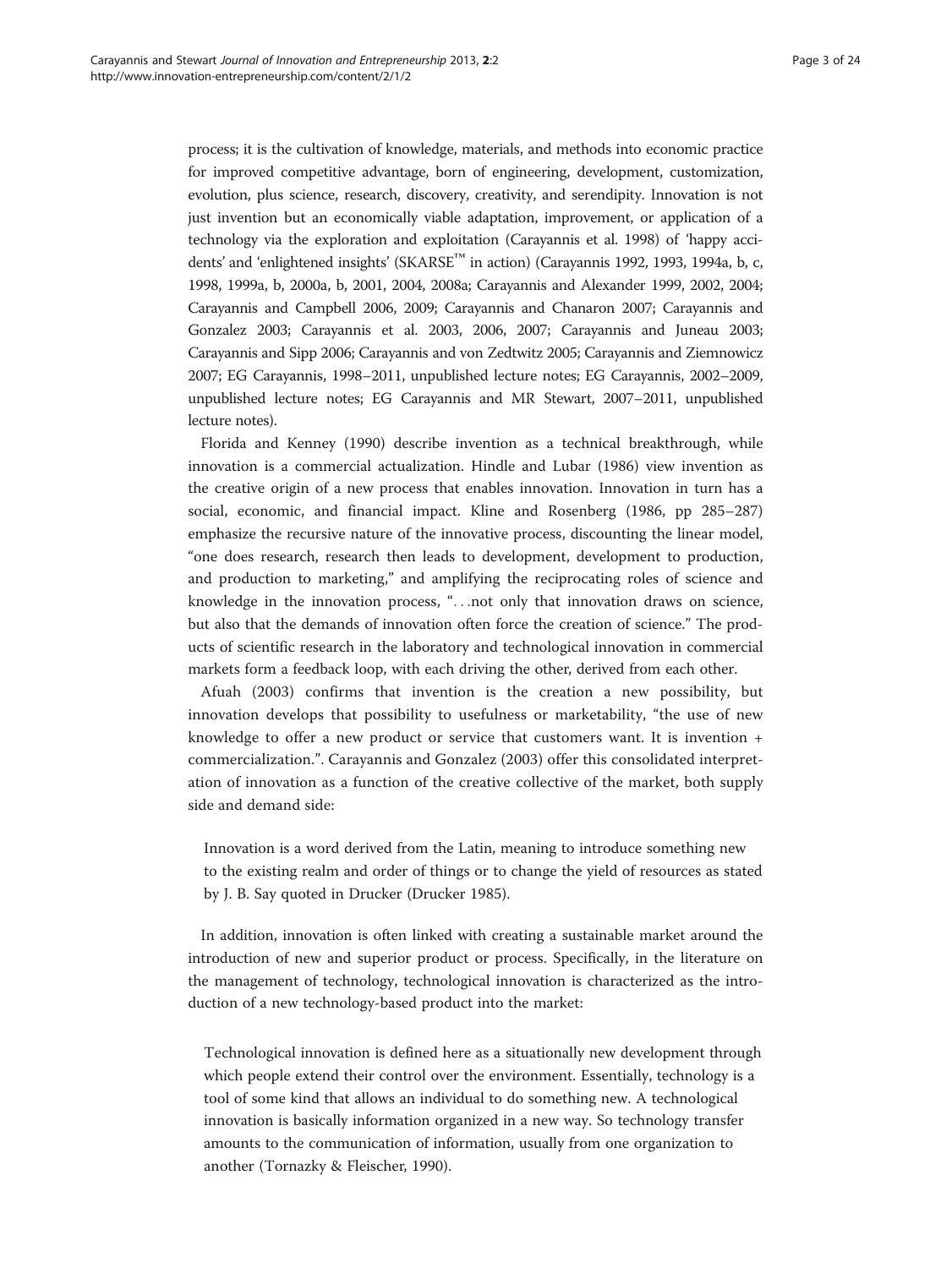process; it is the cultivation of knowledge, materials, and methods into economic practice for improved competitive advantage, born of engineering, development, customization, evolution, plus science, research, discovery, creativity, and serendipity. Innovation is not just invention but an economically viable adaptation, improvement, or application of a technology via the exploration and exploitation (Carayannis et al. 1998) of 'happy accidents' and 'enlightened insights' (SKARSE™ in action) (Carayannis 1992, 1993, 1994a, b, c, 1998, 1999a, b, 2000a, b, 2001, 2004, 2008a; Carayannis and Alexander 1999, 2002, 2004; Carayannis and Campbell 2006, 2009; Carayannis and Chanaron 2007; Carayannis and Gonzalez 2003; Carayannis et al. 2003, 2006, 2007; Carayannis and Juneau 2003; Carayannis and Sipp 2006; Carayannis and von Zedtwitz 2005; Carayannis and Ziemnowicz 2007; EG Carayannis, 1998–2011, unpublished lecture notes; EG Carayannis, 2002–2009, unpublished lecture notes; EG Carayannis and MR Stewart, 2007–2011, unpublished lecture notes).

Florida and Kenney (1990) describe invention as a technical breakthrough, while innovation is a commercial actualization. Hindle and Lubar (1986) view invention as the creative origin of a new process that enables innovation. Innovation in turn has a social, economic, and financial impact. Kline and Rosenberg (1986, pp 285–287) emphasize the recursive nature of the innovative process, discounting the linear model, "one does research, research then leads to development, development to production, and production to marketing," and amplifying the reciprocating roles of science and knowledge in the innovation process, "…not only that innovation draws on science, but also that the demands of innovation often force the creation of science." The products of scientific research in the laboratory and technological innovation in commercial markets form a feedback loop, with each driving the other, derived from each other.

Afuah (2003) confirms that invention is the creation a new possibility, but innovation develops that possibility to usefulness or marketability, "the use of new knowledge to offer a new product or service that customers want. It is invention + commercialization.". Carayannis and Gonzalez (2003) offer this consolidated interpretation of innovation as a function of the creative collective of the market, both supply side and demand side:

> Innovation is a word derived from the Latin, meaning to introduce something new to the existing realm and order of things or to change the yield of resources as stated by J. B. Say quoted in Drucker (Drucker 1985).

In addition, innovation is often linked with creating a sustainable market around the introduction of new and superior product or process. Specifically, in the literature on the management of technology, technological innovation is characterized as the introduction of a new technology-based product into the market:

> Technological innovation is defined here as a situationally new development through which people extend their control over the environment. Essentially, technology is a tool of some kind that allows an individual to do something new. A technological innovation is basically information organized in a new way. So technology transfer amounts to the communication of information, usually from one organization to another (Tornazky & Fleischer, 1990).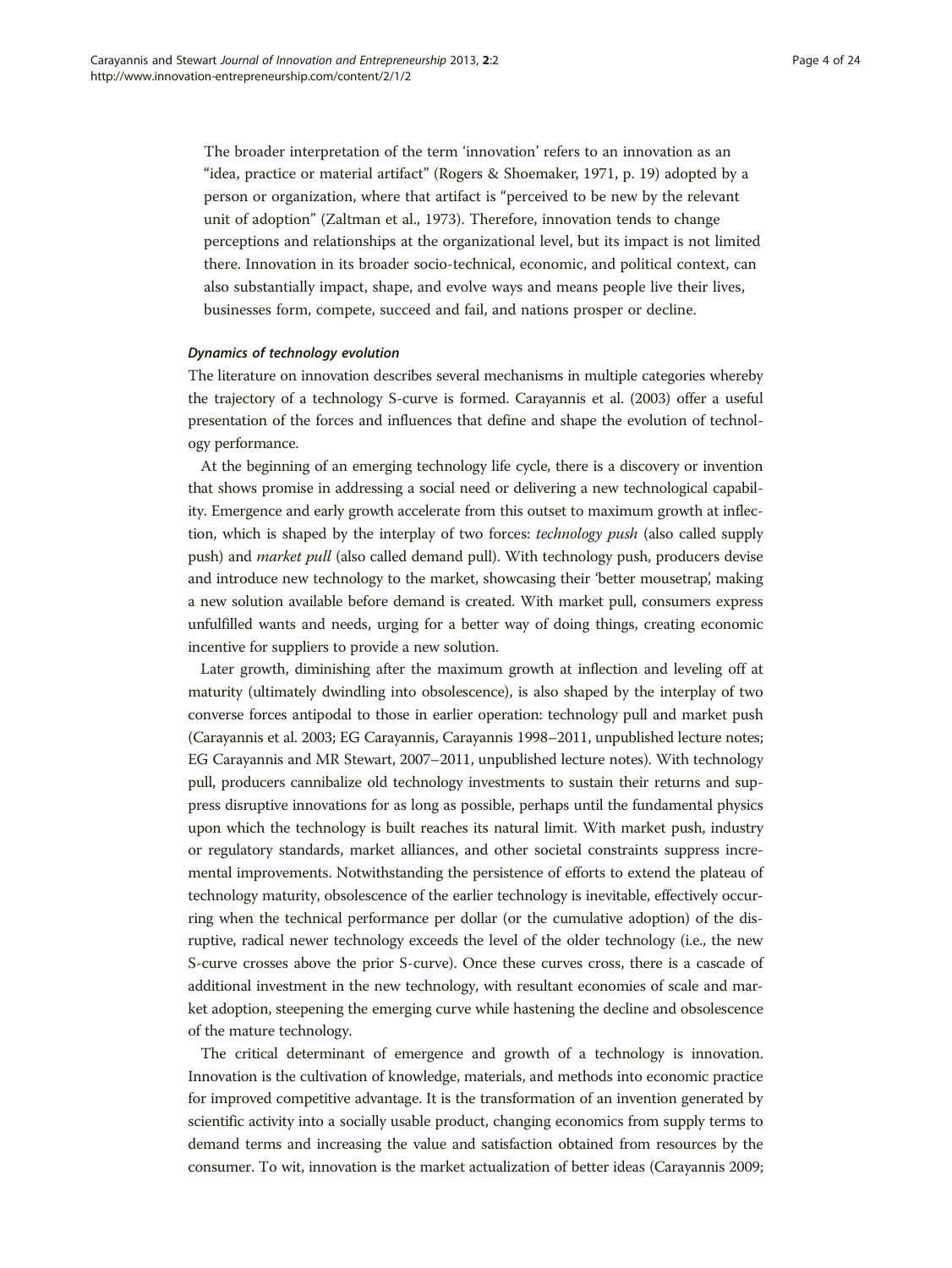The broader interpretation of the term 'innovation' refers to an innovation as an "idea, practice or material artifact" (Rogers & Shoemaker, 1971, p. 19) adopted by a person or organization, where that artifact is "perceived to be new by the relevant unit of adoption" (Zaltman et al., 1973). Therefore, innovation tends to change perceptions and relationships at the organizational level, but its impact is not limited there. Innovation in its broader socio-technical, economic, and political context, can also substantially impact, shape, and evolve ways and means people live their lives, businesses form, compete, succeed and fail, and nations prosper or decline.

#### *Dynamics of technology evolution*

The literature on innovation describes several mechanisms in multiple categories whereby the trajectory of a technology S-curve is formed. Carayannis et al. (2003) offer a useful presentation of the forces and influences that define and shape the evolution of technology performance.

At the beginning of an emerging technology life cycle, there is a discovery or invention that shows promise in addressing a social need or delivering a new technological capability. Emergence and early growth accelerate from this outset to maximum growth at inflection, which is shaped by the interplay of two forces: *technology push* (also called supply push) and *market pull* (also called demand pull). With technology push, producers devise and introduce new technology to the market, showcasing their 'better mousetrap', making a new solution available before demand is created. With market pull, consumers express unfulfilled wants and needs, urging for a better way of doing things, creating economic incentive for suppliers to provide a new solution.

Later growth, diminishing after the maximum growth at inflection and leveling off at maturity (ultimately dwindling into obsolescence), is also shaped by the interplay of two converse forces antipodal to those in earlier operation: technology pull and market push (Carayannis et al. 2003; EG Carayannis, Carayannis 1998–2011, unpublished lecture notes; EG Carayannis and MR Stewart, 2007–2011, unpublished lecture notes). With technology pull, producers cannibalize old technology investments to sustain their returns and suppress disruptive innovations for as long as possible, perhaps until the fundamental physics upon which the technology is built reaches its natural limit. With market push, industry or regulatory standards, market alliances, and other societal constraints suppress incremental improvements. Notwithstanding the persistence of efforts to extend the plateau of technology maturity, obsolescence of the earlier technology is inevitable, effectively occurring when the technical performance per dollar (or the cumulative adoption) of the disruptive, radical newer technology exceeds the level of the older technology (i.e., the new S-curve crosses above the prior S-curve). Once these curves cross, there is a cascade of additional investment in the new technology, with resultant economies of scale and market adoption, steepening the emerging curve while hastening the decline and obsolescence of the mature technology.

The critical determinant of emergence and growth of a technology is innovation. Innovation is the cultivation of knowledge, materials, and methods into economic practice for improved competitive advantage. It is the transformation of an invention generated by scientific activity into a socially usable product, changing economics from supply terms to demand terms and increasing the value and satisfaction obtained from resources by the consumer. To wit, innovation is the market actualization of better ideas (Carayannis 2009;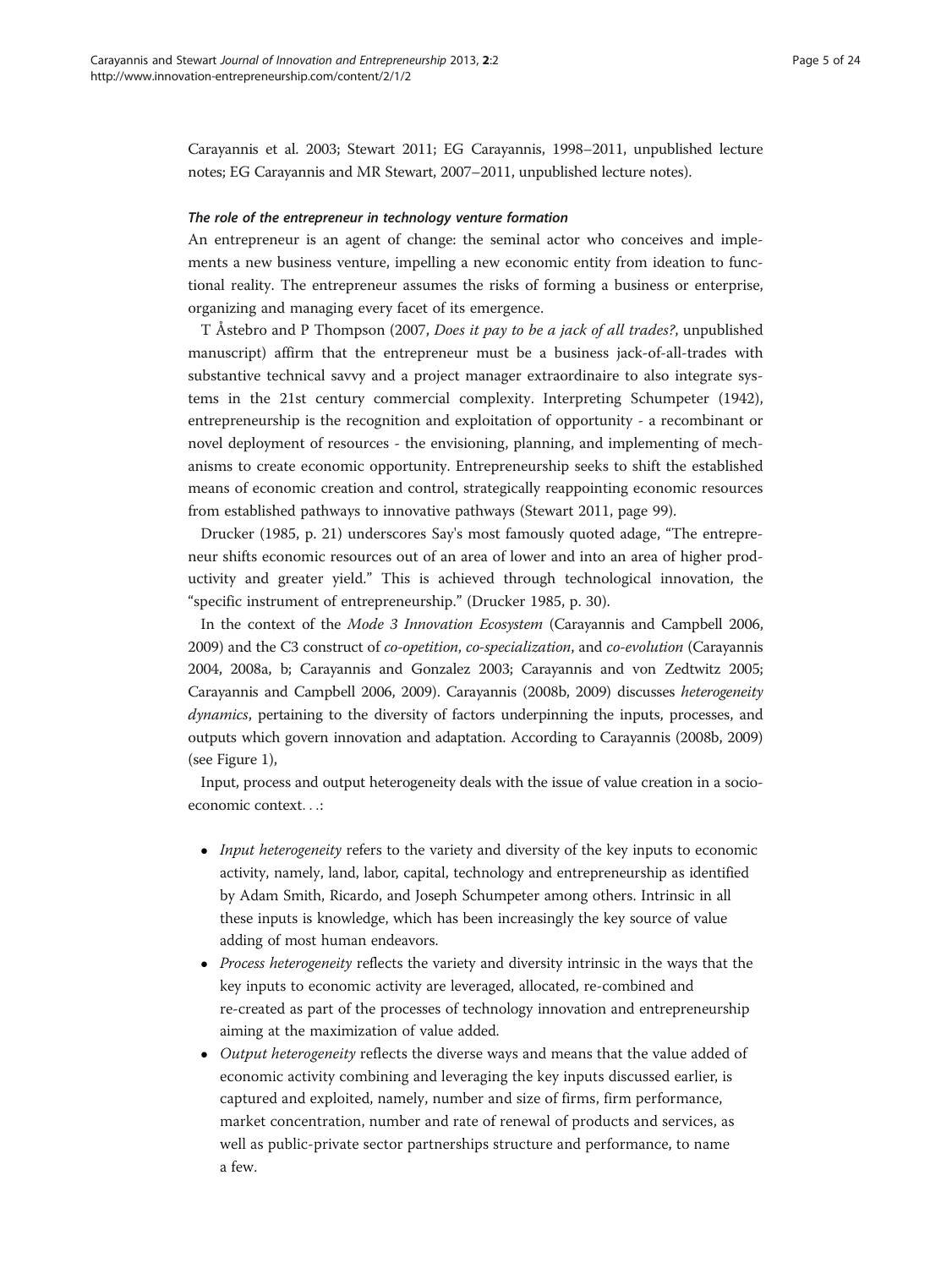Carayannis et al. 2003; Stewart 2011; EG Carayannis, 1998–2011, unpublished lecture notes; EG Carayannis and MR Stewart, 2007–2011, unpublished lecture notes).

#### *The role of the entrepreneur in technology venture formation*

An entrepreneur is an agent of change: the seminal actor who conceives and implements a new business venture, impelling a new economic entity from ideation to functional reality. The entrepreneur assumes the risks of forming a business or enterprise, organizing and managing every facet of its emergence.

T Åstebro and P Thompson (2007, *Does it pay to be a jack of all trades?*, unpublished manuscript) affirm that the entrepreneur must be a business jack-of-all-trades with substantive technical savvy and a project manager extraordinaire to also integrate systems in the 21st century commercial complexity. Interpreting Schumpeter (1942), entrepreneurship is the recognition and exploitation of opportunity - a recombinant or novel deployment of resources - the envisioning, planning, and implementing of mechanisms to create economic opportunity. Entrepreneurship seeks to shift the established means of economic creation and control, strategically reappointing economic resources from established pathways to innovative pathways (Stewart 2011, page 99).

Drucker (1985, p. 21) underscores Say's most famously quoted adage, "The entrepreneur shifts economic resources out of an area of lower and into an area of higher productivity and greater yield." This is achieved through technological innovation, the "specific instrument of entrepreneurship." (Drucker 1985, p. 30).

In the context of the *Mode 3 Innovation Ecosystem* (Carayannis and Campbell 2006, 2009) and the C3 construct of *co-opetition*, *co-specialization*, and *co-evolution* (Carayannis 2004, 2008a, b; Carayannis and Gonzalez 2003; Carayannis and von Zedtwitz 2005; Carayannis and Campbell 2006, 2009). Carayannis (2008b, 2009) discusses *heterogeneity dynamics*, pertaining to the diversity of factors underpinning the inputs, processes, and outputs which govern innovation and adaptation. According to Carayannis (2008b, 2009) (see Figure 1),

Input, process and output heterogeneity deals with the issue of value creation in a socio-economic context…:

- *Input heterogeneity* refers to the variety and diversity of the key inputs to economic activity, namely, land, labor, capital, technology and entrepreneurship as identified by Adam Smith, Ricardo, and Joseph Schumpeter among others. Intrinsic in all these inputs is knowledge, which has been increasingly the key source of value adding of most human endeavors.
- *Process heterogeneity* reflects the variety and diversity intrinsic in the ways that the key inputs to economic activity are leveraged, allocated, re-combined and re-created as part of the processes of technology innovation and entrepreneurship aiming at the maximization of value added.
- *Output heterogeneity* reflects the diverse ways and means that the value added of economic activity combining and leveraging the key inputs discussed earlier, is captured and exploited, namely, number and size of firms, firm performance, market concentration, number and rate of renewal of products and services, as well as public-private sector partnerships structure and performance, to name a few.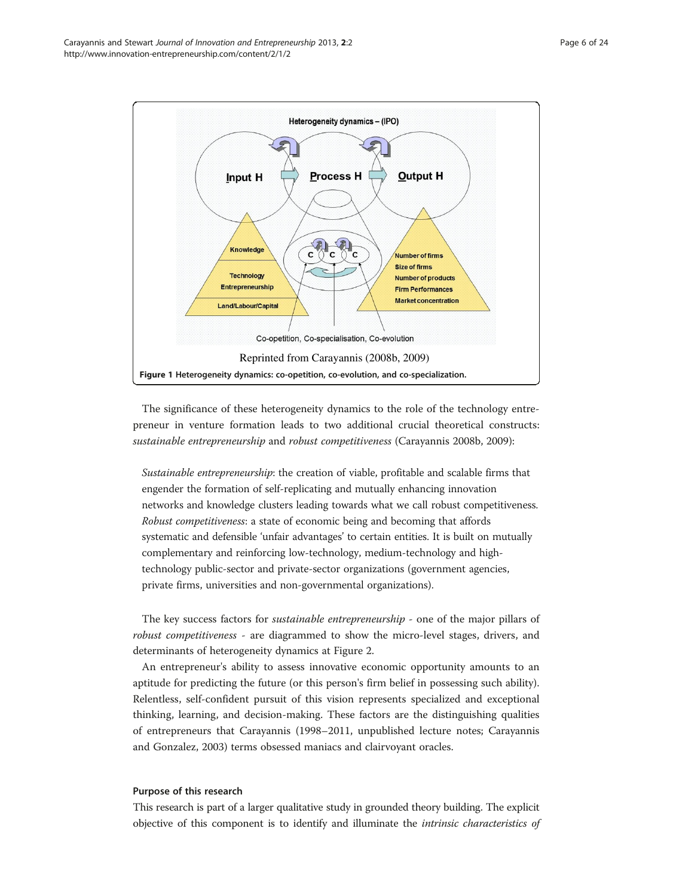Reprinted from Carayannis (2008b, 2009)

**Figure 1 Heterogeneity dynamics: co-opetition, co-evolution, and co-specialization.**

The significance of these heterogeneity dynamics to the role of the technology entrepreneur in venture formation leads to two additional crucial theoretical constructs: *sustainable entrepreneurship* and *robust competitiveness* (Carayannis 2008b, 2009):

> *Sustainable entrepreneurship*: the creation of viable, profitable and scalable firms that engender the formation of self-replicating and mutually enhancing innovation networks and knowledge clusters leading towards what we call robust competitiveness.
> *Robust competitiveness*: a state of economic being and becoming that affords systematic and defensible 'unfair advantages' to certain entities. It is built on mutually complementary and reinforcing low-technology, medium-technology and high-technology public-sector and private-sector organizations (government agencies, private firms, universities and non-governmental organizations).

The key success factors for *sustainable entrepreneurship* - one of the major pillars of *robust competitiveness* - are diagrammed to show the micro-level stages, drivers, and determinants of heterogeneity dynamics at Figure 2.

An entrepreneur's ability to assess innovative economic opportunity amounts to an aptitude for predicting the future (or this person's firm belief in possessing such ability). Relentless, self-confident pursuit of this vision represents specialized and exceptional thinking, learning, and decision-making. These factors are the distinguishing qualities of entrepreneurs that Carayannis (1998–2011, unpublished lecture notes; Carayannis and Gonzalez, 2003) terms obsessed maniacs and clairvoyant oracles.

#### Purpose of this research

This research is part of a larger qualitative study in grounded theory building. The explicit objective of this component is to identify and illuminate the *intrinsic characteristics of*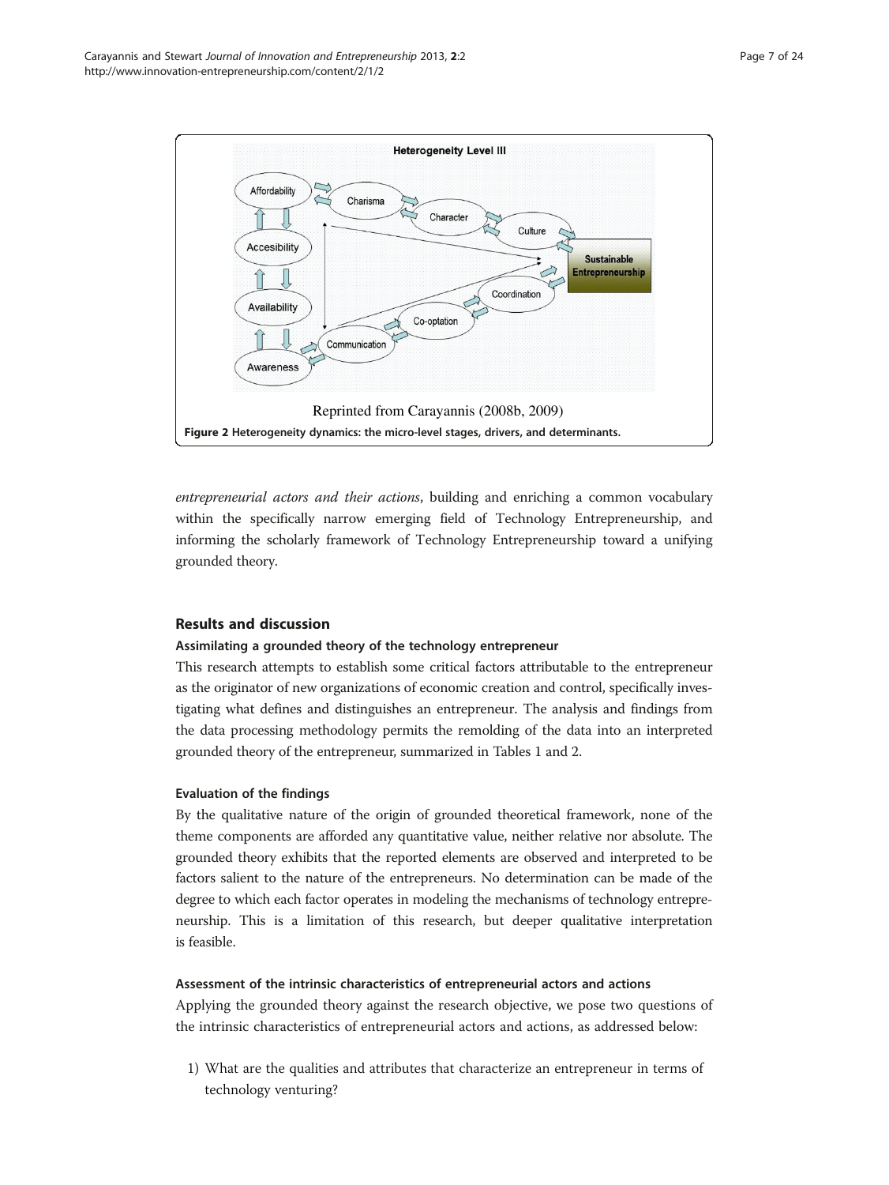Reprinted from Carayannis (2008b, 2009)

**Figure 2 Heterogeneity dynamics: the micro-level stages, drivers, and determinants.**

*entrepreneurial actors and their actions*, building and enriching a common vocabulary within the specifically narrow emerging field of Technology Entrepreneurship, and informing the scholarly framework of Technology Entrepreneurship toward a unifying grounded theory.

## Results and discussion

### Assimilating a grounded theory of the technology entrepreneur

This research attempts to establish some critical factors attributable to the entrepreneur as the originator of new organizations of economic creation and control, specifically investigating what defines and distinguishes an entrepreneur. The analysis and findings from the data processing methodology permits the remolding of the data into an interpreted grounded theory of the entrepreneur, summarized in Tables 1 and 2.

### Evaluation of the findings

By the qualitative nature of the origin of grounded theoretical framework, none of the theme components are afforded any quantitative value, neither relative nor absolute. The grounded theory exhibits that the reported elements are observed and interpreted to be factors salient to the nature of the entrepreneurs. No determination can be made of the degree to which each factor operates in modeling the mechanisms of technology entrepreneurship. This is a limitation of this research, but deeper qualitative interpretation is feasible.

### Assessment of the intrinsic characteristics of entrepreneurial actors and actions

Applying the grounded theory against the research objective, we pose two questions of the intrinsic characteristics of entrepreneurial actors and actions, as addressed below:

1) What are the qualities and attributes that characterize an entrepreneur in terms of technology venturing?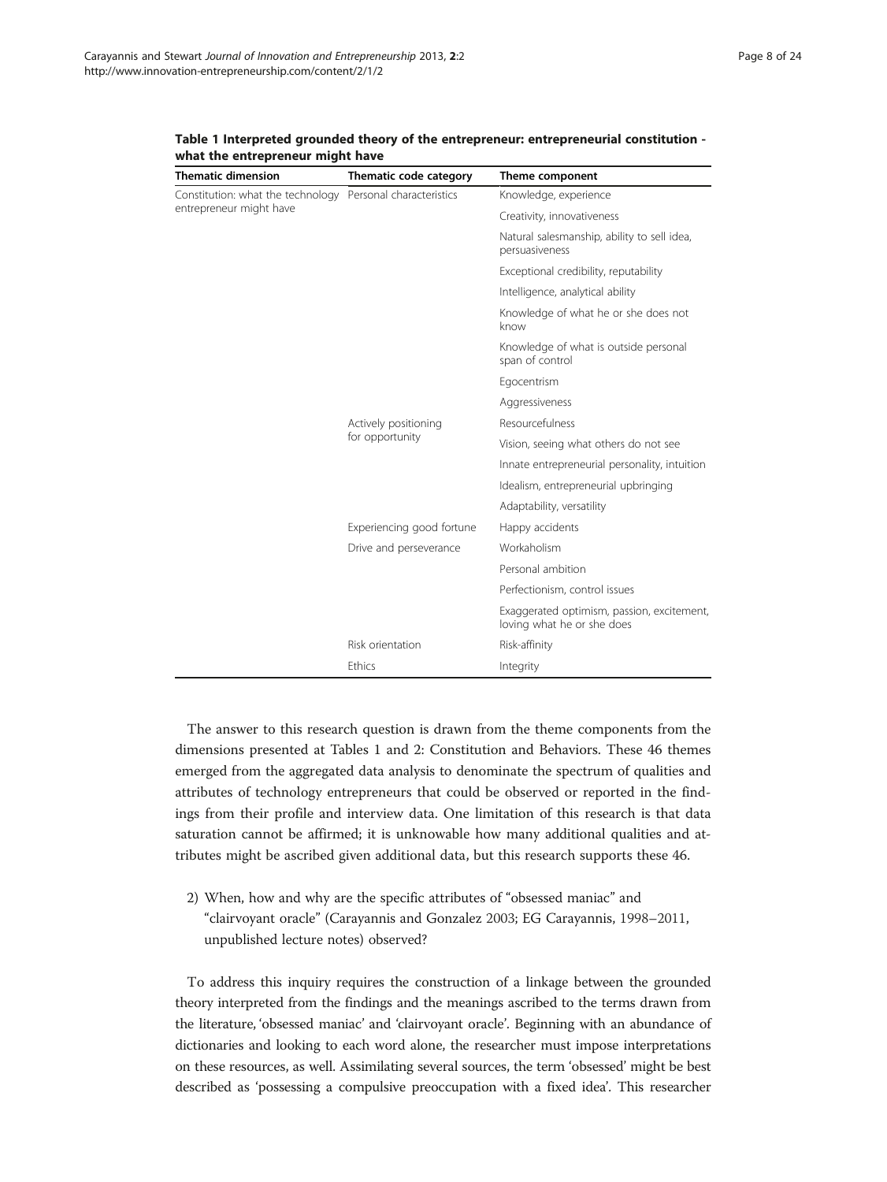**Table 1 Interpreted grounded theory of the entrepreneur: entrepreneurial constitution - what the entrepreneur might have**

| Thematic dimension | Thematic code category | Theme component |
|---|---|---|
| Constitution: what the technology entrepreneur might have | Personal characteristics | Knowledge, experience |
| | | Creativity, innovativeness |
| | | Natural salesmanship, ability to sell idea, persuasiveness |
| | | Exceptional credibility, reputability |
| | | Intelligence, analytical ability |
| | | Knowledge of what he or she does not know |
| | | Knowledge of what is outside personal span of control |
| | | Egocentrism |
| | | Aggressiveness |
| | Actively positioning for opportunity | Resourcefulness |
| | | Vision, seeing what others do not see |
| | | Innate entrepreneurial personality, intuition |
| | | Idealism, entrepreneurial upbringing |
| | | Adaptability, versatility |
| | Experiencing good fortune | Happy accidents |
| | Drive and perseverance | Workaholism |
| | | Personal ambition |
| | | Perfectionism, control issues |
| | | Exaggerated optimism, passion, excitement, loving what he or she does |
| | Risk orientation | Risk-affinity |
| | Ethics | Integrity |

The answer to this research question is drawn from the theme components from the dimensions presented at Tables 1 and 2: Constitution and Behaviors. These 46 themes emerged from the aggregated data analysis to denominate the spectrum of qualities and attributes of technology entrepreneurs that could be observed or reported in the findings from their profile and interview data. One limitation of this research is that data saturation cannot be affirmed; it is unknowable how many additional qualities and attributes might be ascribed given additional data, but this research supports these 46.

2) When, how and why are the specific attributes of "obsessed maniac" and "clairvoyant oracle" (Carayannis and Gonzalez 2003; EG Carayannis, 1998–2011, unpublished lecture notes) observed?

To address this inquiry requires the construction of a linkage between the grounded theory interpreted from the findings and the meanings ascribed to the terms drawn from the literature, 'obsessed maniac' and 'clairvoyant oracle'. Beginning with an abundance of dictionaries and looking to each word alone, the researcher must impose interpretations on these resources, as well. Assimilating several sources, the term 'obsessed' might be best described as 'possessing a compulsive preoccupation with a fixed idea'. This researcher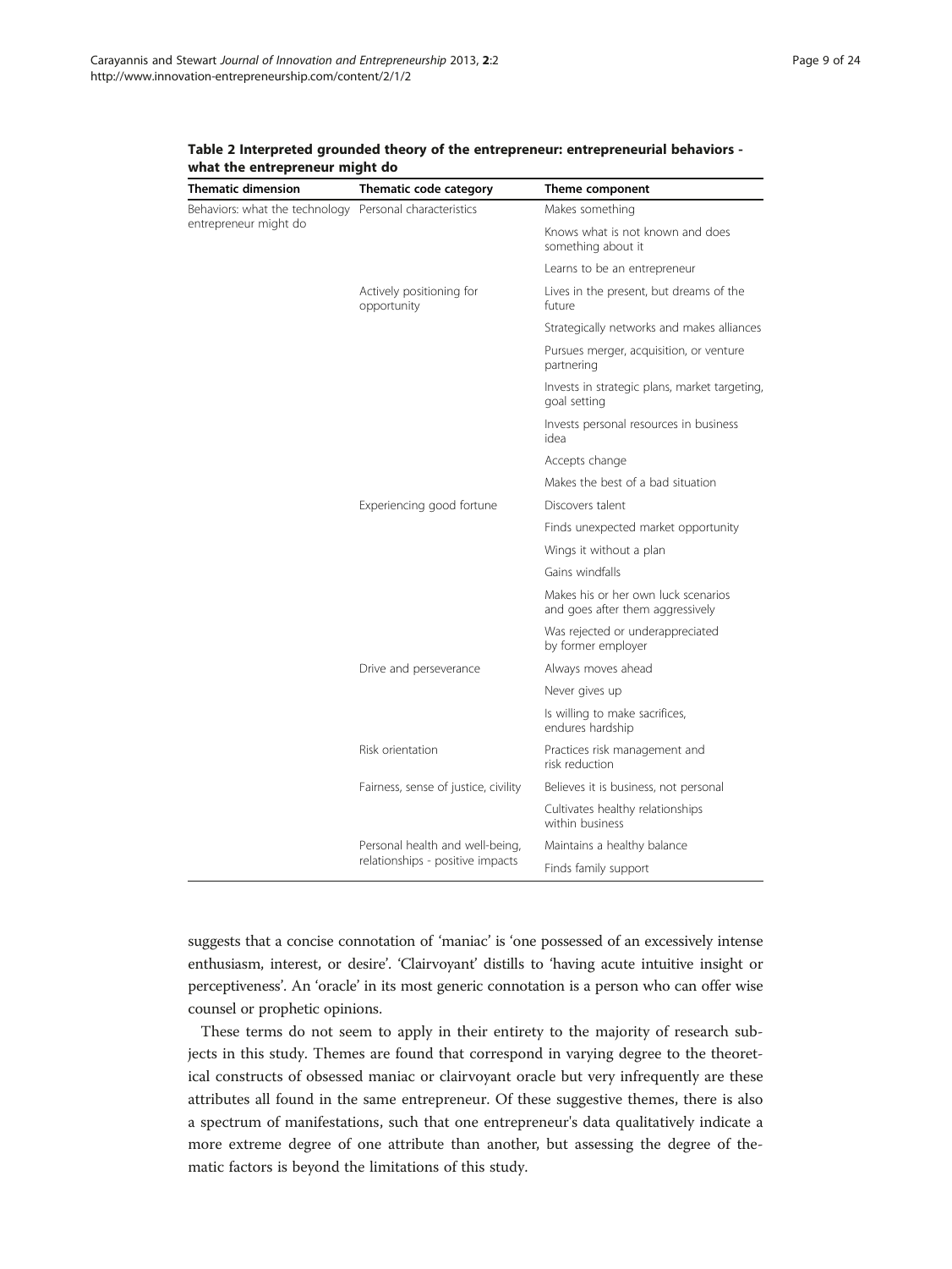**Table 2 Interpreted grounded theory of the entrepreneur: entrepreneurial behaviors - what the entrepreneur might do**

| Thematic dimension | Thematic code category | Theme component |
|---|---|---|
| Behaviors: what the technology entrepreneur might do | Personal characteristics | Makes something |
| | | Knows what is not known and does something about it |
| | | Learns to be an entrepreneur |
| | Actively positioning for opportunity | Lives in the present, but dreams of the future |
| | | Strategically networks and makes alliances |
| | | Pursues merger, acquisition, or venture partnering |
| | | Invests in strategic plans, market targeting, goal setting |
| | | Invests personal resources in business idea |
| | | Accepts change |
| | | Makes the best of a bad situation |
| | Experiencing good fortune | Discovers talent |
| | | Finds unexpected market opportunity |
| | | Wings it without a plan |
| | | Gains windfalls |
| | | Makes his or her own luck scenarios and goes after them aggressively |
| | | Was rejected or underappreciated by former employer |
| | Drive and perseverance | Always moves ahead |
| | | Never gives up |
| | | Is willing to make sacrifices, endures hardship |
| | Risk orientation | Practices risk management and risk reduction |
| | Fairness, sense of justice, civility | Believes it is business, not personal |
| | | Cultivates healthy relationships within business |
| | Personal health and well-being, relationships - positive impacts | Maintains a healthy balance |
| | | Finds family support |

suggests that a concise connotation of 'maniac' is 'one possessed of an excessively intense enthusiasm, interest, or desire'. 'Clairvoyant' distills to 'having acute intuitive insight or perceptiveness'. An 'oracle' in its most generic connotation is a person who can offer wise counsel or prophetic opinions.

These terms do not seem to apply in their entirety to the majority of research subjects in this study. Themes are found that correspond in varying degree to the theoretical constructs of obsessed maniac or clairvoyant oracle but very infrequently are these attributes all found in the same entrepreneur. Of these suggestive themes, there is also a spectrum of manifestations, such that one entrepreneur's data qualitatively indicate a more extreme degree of one attribute than another, but assessing the degree of thematic factors is beyond the limitations of this study.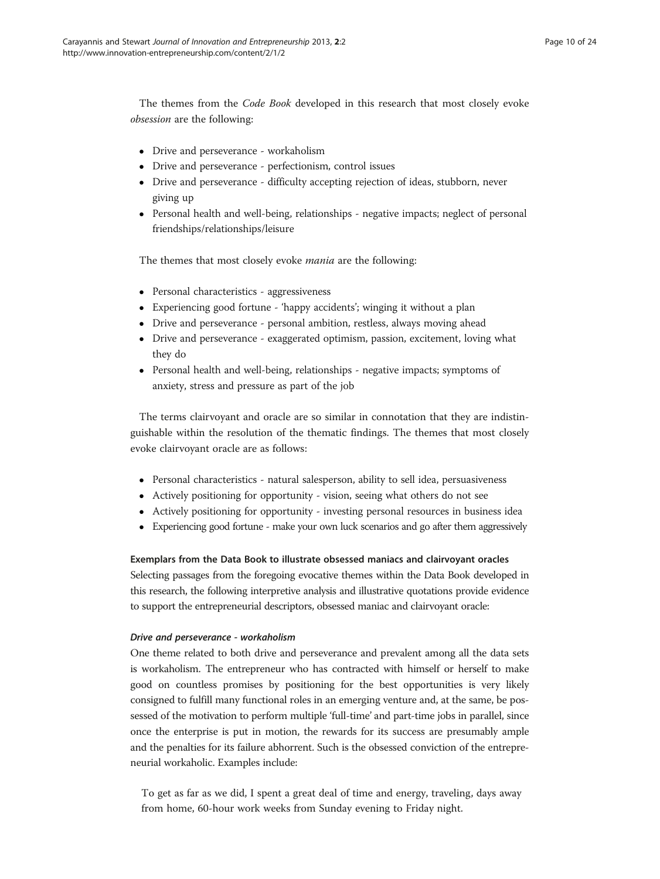The themes from the *Code Book* developed in this research that most closely evoke *obsession* are the following:

- Drive and perseverance - workaholism
- Drive and perseverance - perfectionism, control issues
- Drive and perseverance - difficulty accepting rejection of ideas, stubborn, never giving up
- Personal health and well-being, relationships - negative impacts; neglect of personal friendships/relationships/leisure

The themes that most closely evoke *mania* are the following:

- Personal characteristics - aggressiveness
- Experiencing good fortune - 'happy accidents'; winging it without a plan
- Drive and perseverance - personal ambition, restless, always moving ahead
- Drive and perseverance - exaggerated optimism, passion, excitement, loving what they do
- Personal health and well-being, relationships - negative impacts; symptoms of anxiety, stress and pressure as part of the job

The terms clairvoyant and oracle are so similar in connotation that they are indistinguishable within the resolution of the thematic findings. The themes that most closely evoke clairvoyant oracle are as follows:

- Personal characteristics - natural salesperson, ability to sell idea, persuasiveness
- Actively positioning for opportunity - vision, seeing what others do not see
- Actively positioning for opportunity - investing personal resources in business idea
- Experiencing good fortune - make your own luck scenarios and go after them aggressively

#### Exemplars from the Data Book to illustrate obsessed maniacs and clairvoyant oracles

Selecting passages from the foregoing evocative themes within the Data Book developed in this research, the following interpretive analysis and illustrative quotations provide evidence to support the entrepreneurial descriptors, obsessed maniac and clairvoyant oracle:

##### *Drive and perseverance - workaholism*

One theme related to both drive and perseverance and prevalent among all the data sets is workaholism. The entrepreneur who has contracted with himself or herself to make good on countless promises by positioning for the best opportunities is very likely consigned to fulfill many functional roles in an emerging venture and, at the same, be possessed of the motivation to perform multiple 'full-time' and part-time jobs in parallel, since once the enterprise is put in motion, the rewards for its success are presumably ample and the penalties for its failure abhorrent. Such is the obsessed conviction of the entrepreneurial workaholic. Examples include:

> To get as far as we did, I spent a great deal of time and energy, traveling, days away from home, 60-hour work weeks from Sunday evening to Friday night.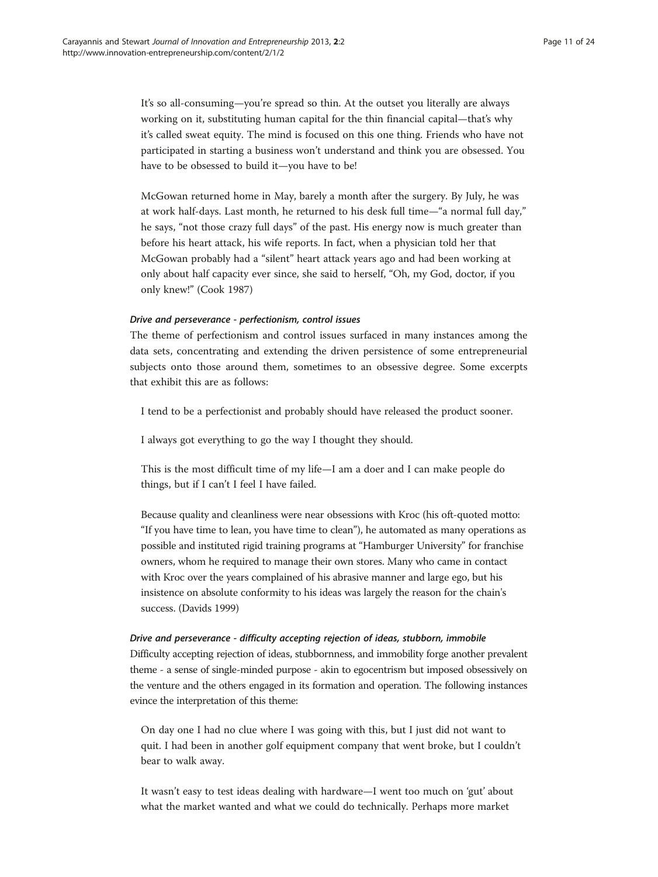> It's so all-consuming—you're spread so thin. At the outset you literally are always working on it, substituting human capital for the thin financial capital—that's why it's called sweat equity. The mind is focused on this one thing. Friends who have not participated in starting a business won't understand and think you are obsessed. You have to be obsessed to build it—you have to be!

> McGowan returned home in May, barely a month after the surgery. By July, he was at work half-days. Last month, he returned to his desk full time—"a normal full day," he says, "not those crazy full days" of the past. His energy now is much greater than before his heart attack, his wife reports. In fact, when a physician told her that McGowan probably had a "silent" heart attack years ago and had been working at only about half capacity ever since, she said to herself, "Oh, my God, doctor, if you only knew!" (Cook 1987)

#### *Drive and perseverance - perfectionism, control issues*

The theme of perfectionism and control issues surfaced in many instances among the data sets, concentrating and extending the driven persistence of some entrepreneurial subjects onto those around them, sometimes to an obsessive degree. Some excerpts that exhibit this are as follows:

> I tend to be a perfectionist and probably should have released the product sooner.

> I always got everything to go the way I thought they should.

> This is the most difficult time of my life—I am a doer and I can make people do things, but if I can't I feel I have failed.

> Because quality and cleanliness were near obsessions with Kroc (his oft-quoted motto: "If you have time to lean, you have time to clean"), he automated as many operations as possible and instituted rigid training programs at "Hamburger University" for franchise owners, whom he required to manage their own stores. Many who came in contact with Kroc over the years complained of his abrasive manner and large ego, but his insistence on absolute conformity to his ideas was largely the reason for the chain's success. (Davids 1999)

#### *Drive and perseverance - difficulty accepting rejection of ideas, stubborn, immobile*

Difficulty accepting rejection of ideas, stubbornness, and immobility forge another prevalent theme - a sense of single-minded purpose - akin to egocentrism but imposed obsessively on the venture and the others engaged in its formation and operation. The following instances evince the interpretation of this theme:

> On day one I had no clue where I was going with this, but I just did not want to quit. I had been in another golf equipment company that went broke, but I couldn't bear to walk away.

> It wasn't easy to test ideas dealing with hardware—I went too much on 'gut' about what the market wanted and what we could do technically. Perhaps more market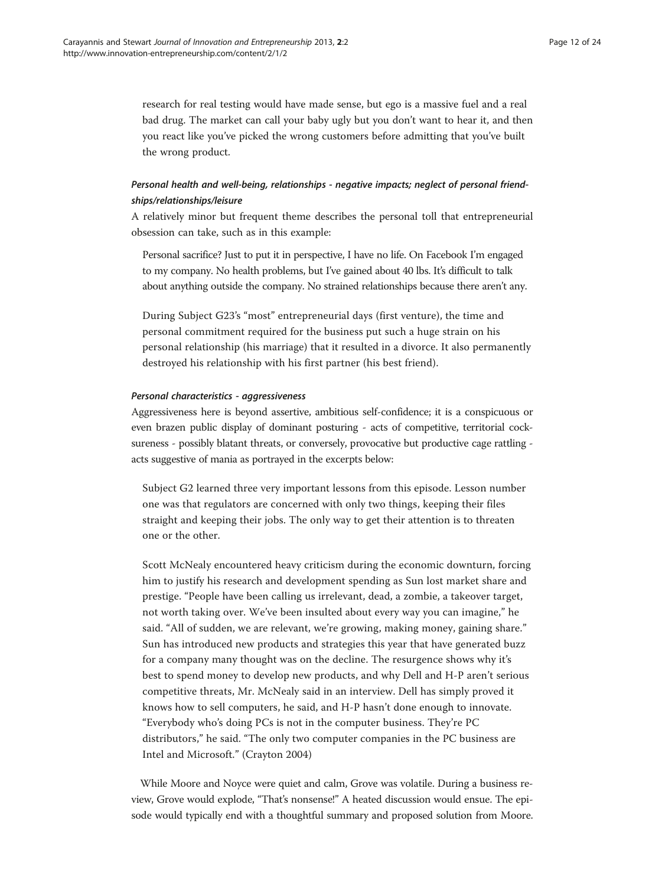research for real testing would have made sense, but ego is a massive fuel and a real bad drug. The market can call your baby ugly but you don't want to hear it, and then you react like you've picked the wrong customers before admitting that you've built the wrong product.

#### *Personal health and well-being, relationships - negative impacts; neglect of personal friendships/relationships/leisure*

A relatively minor but frequent theme describes the personal toll that entrepreneurial obsession can take, such as in this example:

> Personal sacrifice? Just to put it in perspective, I have no life. On Facebook I'm engaged to my company. No health problems, but I've gained about 40 lbs. It's difficult to talk about anything outside the company. No strained relationships because there aren't any.
>
> During Subject G23's "most" entrepreneurial days (first venture), the time and personal commitment required for the business put such a huge strain on his personal relationship (his marriage) that it resulted in a divorce. It also permanently destroyed his relationship with his first partner (his best friend).

#### *Personal characteristics - aggressiveness*

Aggressiveness here is beyond assertive, ambitious self-confidence; it is a conspicuous or even brazen public display of dominant posturing - acts of competitive, territorial cocksureness - possibly blatant threats, or conversely, provocative but productive cage rattling - acts suggestive of mania as portrayed in the excerpts below:

> Subject G2 learned three very important lessons from this episode. Lesson number one was that regulators are concerned with only two things, keeping their files straight and keeping their jobs. The only way to get their attention is to threaten one or the other.
>
> Scott McNealy encountered heavy criticism during the economic downturn, forcing him to justify his research and development spending as Sun lost market share and prestige. "People have been calling us irrelevant, dead, a zombie, a takeover target, not worth taking over. We've been insulted about every way you can imagine," he said. "All of sudden, we are relevant, we're growing, making money, gaining share." Sun has introduced new products and strategies this year that have generated buzz for a company many thought was on the decline. The resurgence shows why it's best to spend money to develop new products, and why Dell and H-P aren't serious competitive threats, Mr. McNealy said in an interview. Dell has simply proved it knows how to sell computers, he said, and H-P hasn't done enough to innovate. "Everybody who's doing PCs is not in the computer business. They're PC distributors," he said. "The only two computer companies in the PC business are Intel and Microsoft." (Crayton 2004)

While Moore and Noyce were quiet and calm, Grove was volatile. During a business review, Grove would explode, "That's nonsense!" A heated discussion would ensue. The episode would typically end with a thoughtful summary and proposed solution from Moore.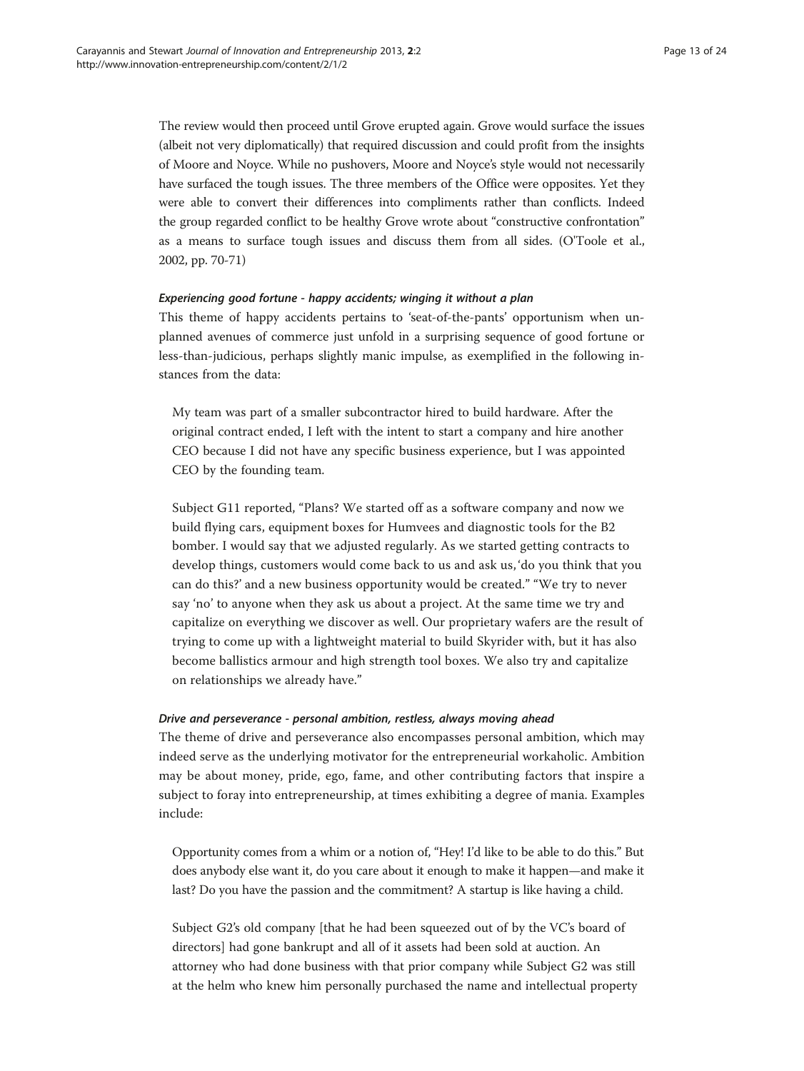The review would then proceed until Grove erupted again. Grove would surface the issues (albeit not very diplomatically) that required discussion and could profit from the insights of Moore and Noyce. While no pushovers, Moore and Noyce's style would not necessarily have surfaced the tough issues. The three members of the Office were opposites. Yet they were able to convert their differences into compliments rather than conflicts. Indeed the group regarded conflict to be healthy Grove wrote about "constructive confrontation" as a means to surface tough issues and discuss them from all sides. (O'Toole et al., 2002, pp. 70-71)

#### *Experiencing good fortune - happy accidents; winging it without a plan*

This theme of happy accidents pertains to 'seat-of-the-pants' opportunism when unplanned avenues of commerce just unfold in a surprising sequence of good fortune or less-than-judicious, perhaps slightly manic impulse, as exemplified in the following instances from the data:

> My team was part of a smaller subcontractor hired to build hardware. After the original contract ended, I left with the intent to start a company and hire another CEO because I did not have any specific business experience, but I was appointed CEO by the founding team.
>
> Subject G11 reported, "Plans? We started off as a software company and now we build flying cars, equipment boxes for Humvees and diagnostic tools for the B2 bomber. I would say that we adjusted regularly. As we started getting contracts to develop things, customers would come back to us and ask us, 'do you think that you can do this?' and a new business opportunity would be created." "We try to never say 'no' to anyone when they ask us about a project. At the same time we try and capitalize on everything we discover as well. Our proprietary wafers are the result of trying to come up with a lightweight material to build Skyrider with, but it has also become ballistics armour and high strength tool boxes. We also try and capitalize on relationships we already have."

#### *Drive and perseverance - personal ambition, restless, always moving ahead*

The theme of drive and perseverance also encompasses personal ambition, which may indeed serve as the underlying motivator for the entrepreneurial workaholic. Ambition may be about money, pride, ego, fame, and other contributing factors that inspire a subject to foray into entrepreneurship, at times exhibiting a degree of mania. Examples include:

> Opportunity comes from a whim or a notion of, "Hey! I'd like to be able to do this." But does anybody else want it, do you care about it enough to make it happen—and make it last? Do you have the passion and the commitment? A startup is like having a child.
>
> Subject G2's old company [that he had been squeezed out of by the VC's board of directors] had gone bankrupt and all of it assets had been sold at auction. An attorney who had done business with that prior company while Subject G2 was still at the helm who knew him personally purchased the name and intellectual property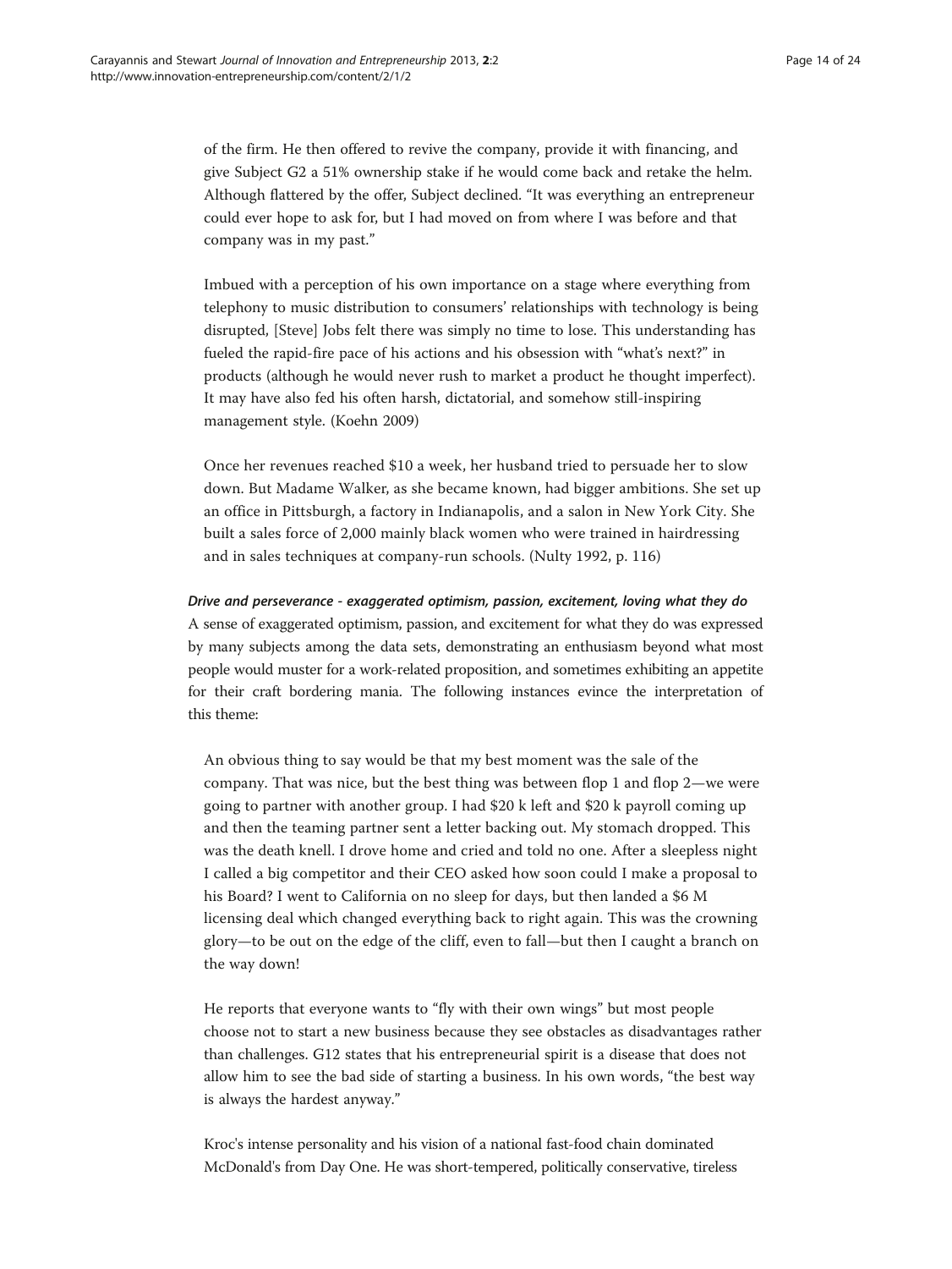of the firm. He then offered to revive the company, provide it with financing, and give Subject G2 a 51% ownership stake if he would come back and retake the helm. Although flattered by the offer, Subject declined. "It was everything an entrepreneur could ever hope to ask for, but I had moved on from where I was before and that company was in my past."

> Imbued with a perception of his own importance on a stage where everything from telephony to music distribution to consumers' relationships with technology is being disrupted, [Steve] Jobs felt there was simply no time to lose. This understanding has fueled the rapid-fire pace of his actions and his obsession with "what's next?" in products (although he would never rush to market a product he thought imperfect). It may have also fed his often harsh, dictatorial, and somehow still-inspiring management style. (Koehn 2009)

> Once her revenues reached $10 a week, her husband tried to persuade her to slow down. But Madame Walker, as she became known, had bigger ambitions. She set up an office in Pittsburgh, a factory in Indianapolis, and a salon in New York City. She built a sales force of 2,000 mainly black women who were trained in hairdressing and in sales techniques at company-run schools. (Nulty 1992, p. 116)

#### *Drive and perseverance - exaggerated optimism, passion, excitement, loving what they do*

A sense of exaggerated optimism, passion, and excitement for what they do was expressed by many subjects among the data sets, demonstrating an enthusiasm beyond what most people would muster for a work-related proposition, and sometimes exhibiting an appetite for their craft bordering mania. The following instances evince the interpretation of this theme:

> An obvious thing to say would be that my best moment was the sale of the company. That was nice, but the best thing was between flop 1 and flop 2—we were going to partner with another group. I had $20 k left and $20 k payroll coming up and then the teaming partner sent a letter backing out. My stomach dropped. This was the death knell. I drove home and cried and told no one. After a sleepless night I called a big competitor and their CEO asked how soon could I make a proposal to his Board? I went to California on no sleep for days, but then landed a $6 M licensing deal which changed everything back to right again. This was the crowning glory—to be out on the edge of the cliff, even to fall—but then I caught a branch on the way down!

> He reports that everyone wants to "fly with their own wings" but most people choose not to start a new business because they see obstacles as disadvantages rather than challenges. G12 states that his entrepreneurial spirit is a disease that does not allow him to see the bad side of starting a business. In his own words, "the best way is always the hardest anyway."

> Kroc's intense personality and his vision of a national fast-food chain dominated McDonald's from Day One. He was short-tempered, politically conservative, tireless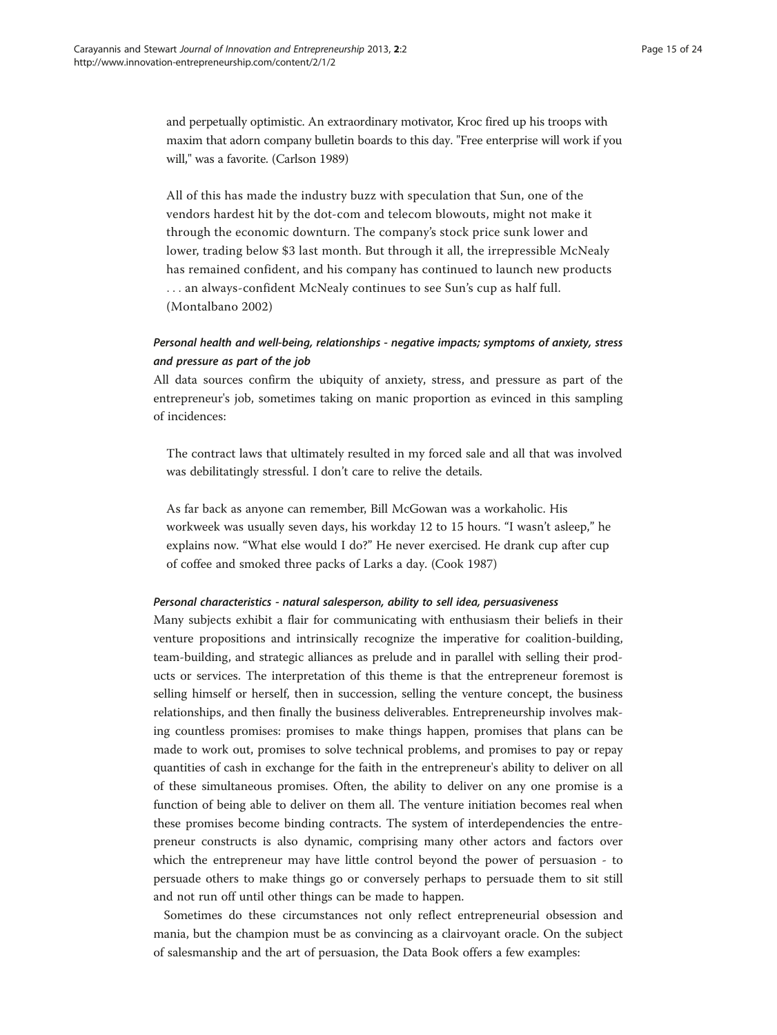and perpetually optimistic. An extraordinary motivator, Kroc fired up his troops with maxim that adorn company bulletin boards to this day. "Free enterprise will work if you will," was a favorite. (Carlson 1989)

> All of this has made the industry buzz with speculation that Sun, one of the vendors hardest hit by the dot-com and telecom blowouts, might not make it through the economic downturn. The company's stock price sunk lower and lower, trading below $3 last month. But through it all, the irrepressible McNealy has remained confident, and his company has continued to launch new products . . . an always-confident McNealy continues to see Sun's cup as half full. (Montalbano 2002)

#### *Personal health and well-being, relationships - negative impacts; symptoms of anxiety, stress and pressure as part of the job*

All data sources confirm the ubiquity of anxiety, stress, and pressure as part of the entrepreneur's job, sometimes taking on manic proportion as evinced in this sampling of incidences:

> The contract laws that ultimately resulted in my forced sale and all that was involved was debilitatingly stressful. I don't care to relive the details.

> As far back as anyone can remember, Bill McGowan was a workaholic. His workweek was usually seven days, his workday 12 to 15 hours. "I wasn't asleep," he explains now. "What else would I do?" He never exercised. He drank cup after cup of coffee and smoked three packs of Larks a day. (Cook 1987)

#### *Personal characteristics - natural salesperson, ability to sell idea, persuasiveness*

Many subjects exhibit a flair for communicating with enthusiasm their beliefs in their venture propositions and intrinsically recognize the imperative for coalition-building, team-building, and strategic alliances as prelude and in parallel with selling their products or services. The interpretation of this theme is that the entrepreneur foremost is selling himself or herself, then in succession, selling the venture concept, the business relationships, and then finally the business deliverables. Entrepreneurship involves making countless promises: promises to make things happen, promises that plans can be made to work out, promises to solve technical problems, and promises to pay or repay quantities of cash in exchange for the faith in the entrepreneur's ability to deliver on all of these simultaneous promises. Often, the ability to deliver on any one promise is a function of being able to deliver on them all. The venture initiation becomes real when these promises become binding contracts. The system of interdependencies the entrepreneur constructs is also dynamic, comprising many other actors and factors over which the entrepreneur may have little control beyond the power of persuasion - to persuade others to make things go or conversely perhaps to persuade them to sit still and not run off until other things can be made to happen.

Sometimes do these circumstances not only reflect entrepreneurial obsession and mania, but the champion must be as convincing as a clairvoyant oracle. On the subject of salesmanship and the art of persuasion, the Data Book offers a few examples: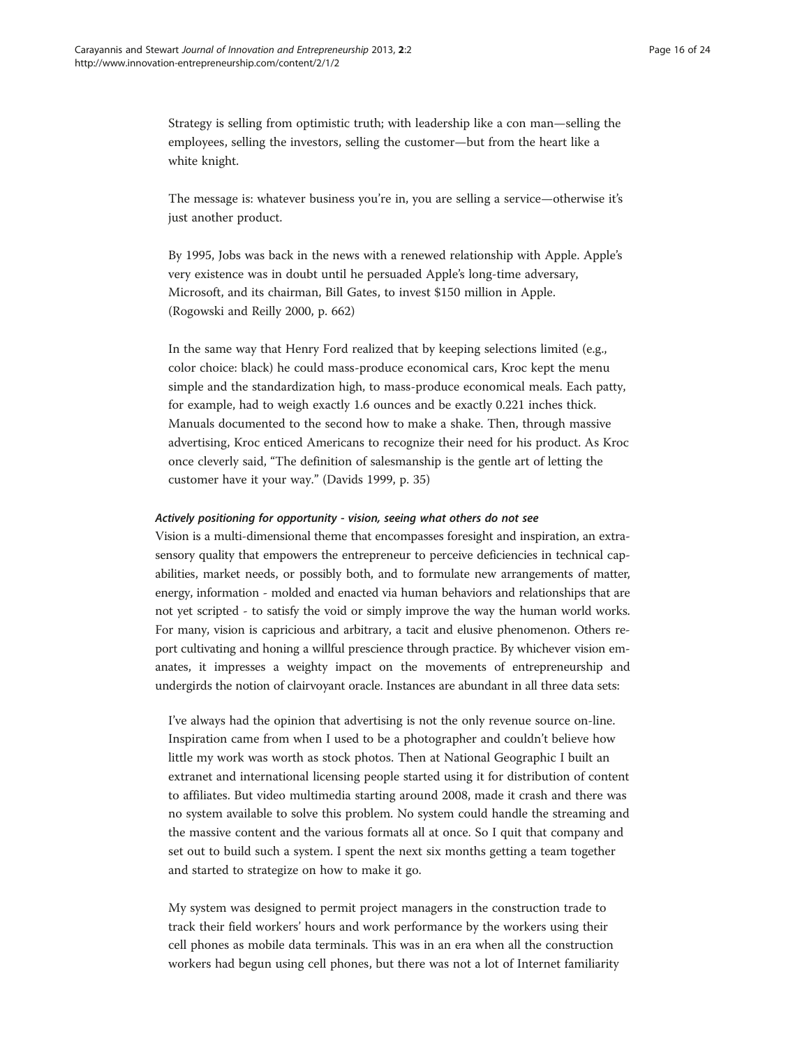> Strategy is selling from optimistic truth; with leadership like a con man—selling the employees, selling the investors, selling the customer—but from the heart like a white knight.

> The message is: whatever business you're in, you are selling a service—otherwise it's just another product.

> By 1995, Jobs was back in the news with a renewed relationship with Apple. Apple's very existence was in doubt until he persuaded Apple's long-time adversary, Microsoft, and its chairman, Bill Gates, to invest $150 million in Apple. (Rogowski and Reilly 2000, p. 662)

> In the same way that Henry Ford realized that by keeping selections limited (e.g., color choice: black) he could mass-produce economical cars, Kroc kept the menu simple and the standardization high, to mass-produce economical meals. Each patty, for example, had to weigh exactly 1.6 ounces and be exactly 0.221 inches thick. Manuals documented to the second how to make a shake. Then, through massive advertising, Kroc enticed Americans to recognize their need for his product. As Kroc once cleverly said, "The definition of salesmanship is the gentle art of letting the customer have it your way." (Davids 1999, p. 35)

#### *Actively positioning for opportunity - vision, seeing what others do not see*

Vision is a multi-dimensional theme that encompasses foresight and inspiration, an extra-sensory quality that empowers the entrepreneur to perceive deficiencies in technical capabilities, market needs, or possibly both, and to formulate new arrangements of matter, energy, information - molded and enacted via human behaviors and relationships that are not yet scripted - to satisfy the void or simply improve the way the human world works. For many, vision is capricious and arbitrary, a tacit and elusive phenomenon. Others report cultivating and honing a willful prescience through practice. By whichever vision emanates, it impresses a weighty impact on the movements of entrepreneurship and undergirds the notion of clairvoyant oracle. Instances are abundant in all three data sets:

> I've always had the opinion that advertising is not the only revenue source on-line. Inspiration came from when I used to be a photographer and couldn't believe how little my work was worth as stock photos. Then at National Geographic I built an extranet and international licensing people started using it for distribution of content to affiliates. But video multimedia starting around 2008, made it crash and there was no system available to solve this problem. No system could handle the streaming and the massive content and the various formats all at once. So I quit that company and set out to build such a system. I spent the next six months getting a team together and started to strategize on how to make it go.

> My system was designed to permit project managers in the construction trade to track their field workers' hours and work performance by the workers using their cell phones as mobile data terminals. This was in an era when all the construction workers had begun using cell phones, but there was not a lot of Internet familiarity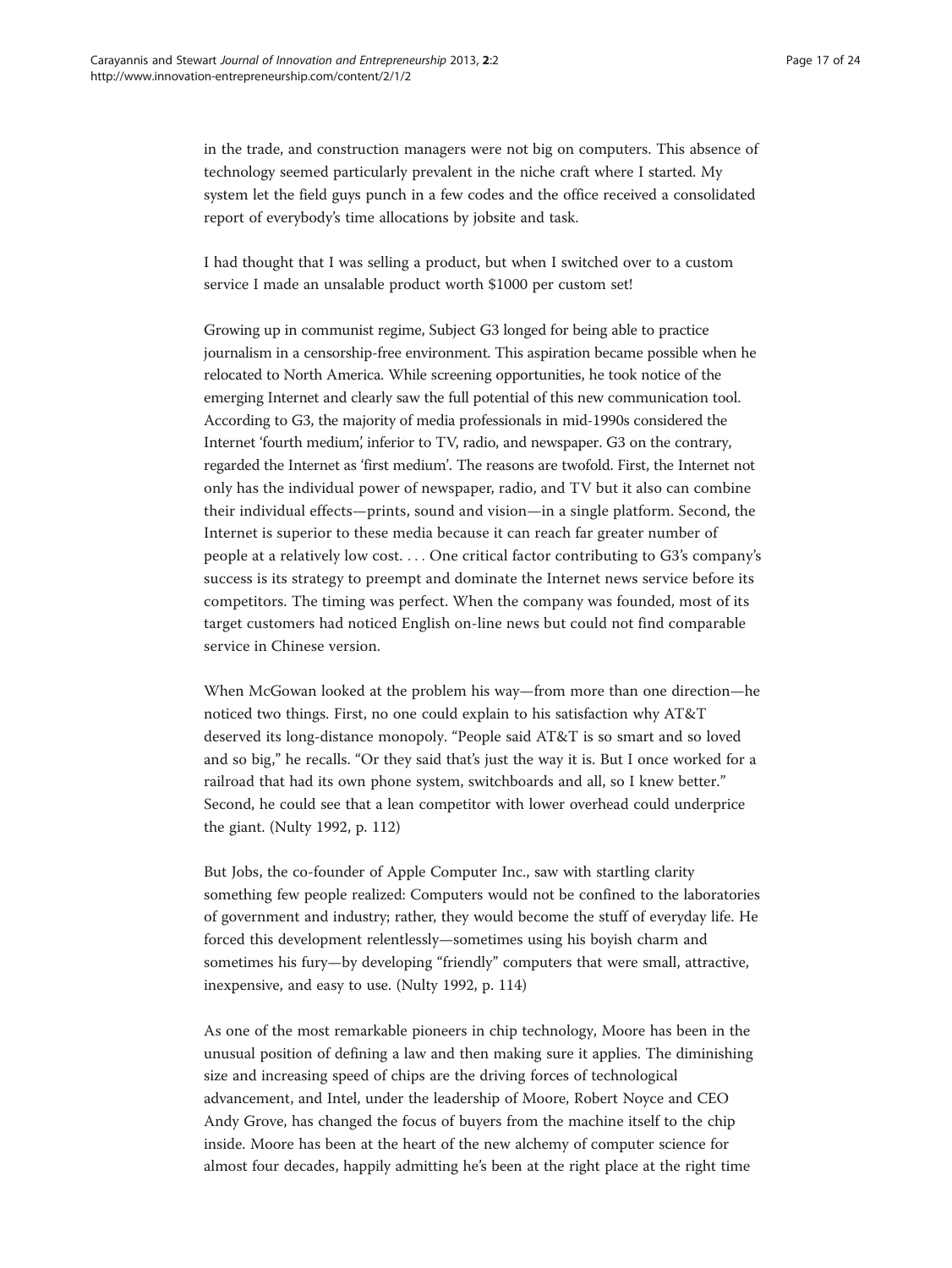in the trade, and construction managers were not big on computers. This absence of technology seemed particularly prevalent in the niche craft where I started. My system let the field guys punch in a few codes and the office received a consolidated report of everybody's time allocations by jobsite and task.

I had thought that I was selling a product, but when I switched over to a custom service I made an unsalable product worth $1000 per custom set!

Growing up in communist regime, Subject G3 longed for being able to practice journalism in a censorship-free environment. This aspiration became possible when he relocated to North America. While screening opportunities, he took notice of the emerging Internet and clearly saw the full potential of this new communication tool. According to G3, the majority of media professionals in mid-1990s considered the Internet 'fourth medium', inferior to TV, radio, and newspaper. G3 on the contrary, regarded the Internet as 'first medium'. The reasons are twofold. First, the Internet not only has the individual power of newspaper, radio, and TV but it also can combine their individual effects—prints, sound and vision—in a single platform. Second, the Internet is superior to these media because it can reach far greater number of people at a relatively low cost. . . . One critical factor contributing to G3's company's success is its strategy to preempt and dominate the Internet news service before its competitors. The timing was perfect. When the company was founded, most of its target customers had noticed English on-line news but could not find comparable service in Chinese version.

When McGowan looked at the problem his way—from more than one direction—he noticed two things. First, no one could explain to his satisfaction why AT&T deserved its long-distance monopoly. "People said AT&T is so smart and so loved and so big," he recalls. "Or they said that's just the way it is. But I once worked for a railroad that had its own phone system, switchboards and all, so I knew better." Second, he could see that a lean competitor with lower overhead could underprice the giant. (Nulty 1992, p. 112)

But Jobs, the co-founder of Apple Computer Inc., saw with startling clarity something few people realized: Computers would not be confined to the laboratories of government and industry; rather, they would become the stuff of everyday life. He forced this development relentlessly—sometimes using his boyish charm and sometimes his fury—by developing "friendly" computers that were small, attractive, inexpensive, and easy to use. (Nulty 1992, p. 114)

As one of the most remarkable pioneers in chip technology, Moore has been in the unusual position of defining a law and then making sure it applies. The diminishing size and increasing speed of chips are the driving forces of technological advancement, and Intel, under the leadership of Moore, Robert Noyce and CEO Andy Grove, has changed the focus of buyers from the machine itself to the chip inside. Moore has been at the heart of the new alchemy of computer science for almost four decades, happily admitting he's been at the right place at the right time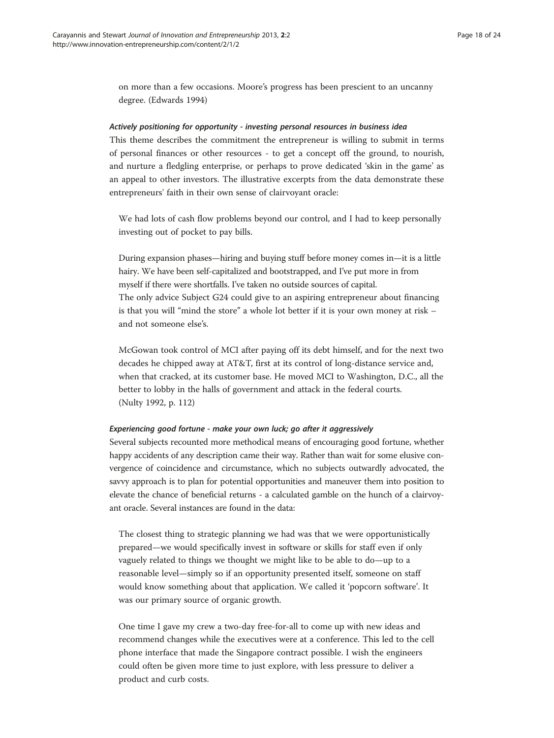on more than a few occasions. Moore's progress has been prescient to an uncanny degree. (Edwards 1994)

#### *Actively positioning for opportunity - investing personal resources in business idea*

This theme describes the commitment the entrepreneur is willing to submit in terms of personal finances or other resources - to get a concept off the ground, to nourish, and nurture a fledgling enterprise, or perhaps to prove dedicated 'skin in the game' as an appeal to other investors. The illustrative excerpts from the data demonstrate these entrepreneurs' faith in their own sense of clairvoyant oracle:

> We had lots of cash flow problems beyond our control, and I had to keep personally investing out of pocket to pay bills.

> During expansion phases—hiring and buying stuff before money comes in—it is a little hairy. We have been self-capitalized and bootstrapped, and I've put more in from myself if there were shortfalls. I've taken no outside sources of capital.
> The only advice Subject G24 could give to an aspiring entrepreneur about financing is that you will "mind the store" a whole lot better if it is your own money at risk – and not someone else's.

> McGowan took control of MCI after paying off its debt himself, and for the next two decades he chipped away at AT&T, first at its control of long-distance service and, when that cracked, at its customer base. He moved MCI to Washington, D.C., all the better to lobby in the halls of government and attack in the federal courts. (Nulty 1992, p. 112)

#### *Experiencing good fortune - make your own luck; go after it aggressively*

Several subjects recounted more methodical means of encouraging good fortune, whether happy accidents of any description came their way. Rather than wait for some elusive convergence of coincidence and circumstance, which no subjects outwardly advocated, the savvy approach is to plan for potential opportunities and maneuver them into position to elevate the chance of beneficial returns - a calculated gamble on the hunch of a clairvoyant oracle. Several instances are found in the data:

> The closest thing to strategic planning we had was that we were opportunistically prepared—we would specifically invest in software or skills for staff even if only vaguely related to things we thought we might like to be able to do—up to a reasonable level—simply so if an opportunity presented itself, someone on staff would know something about that application. We called it 'popcorn software'. It was our primary source of organic growth.

> One time I gave my crew a two-day free-for-all to come up with new ideas and recommend changes while the executives were at a conference. This led to the cell phone interface that made the Singapore contract possible. I wish the engineers could often be given more time to just explore, with less pressure to deliver a product and curb costs.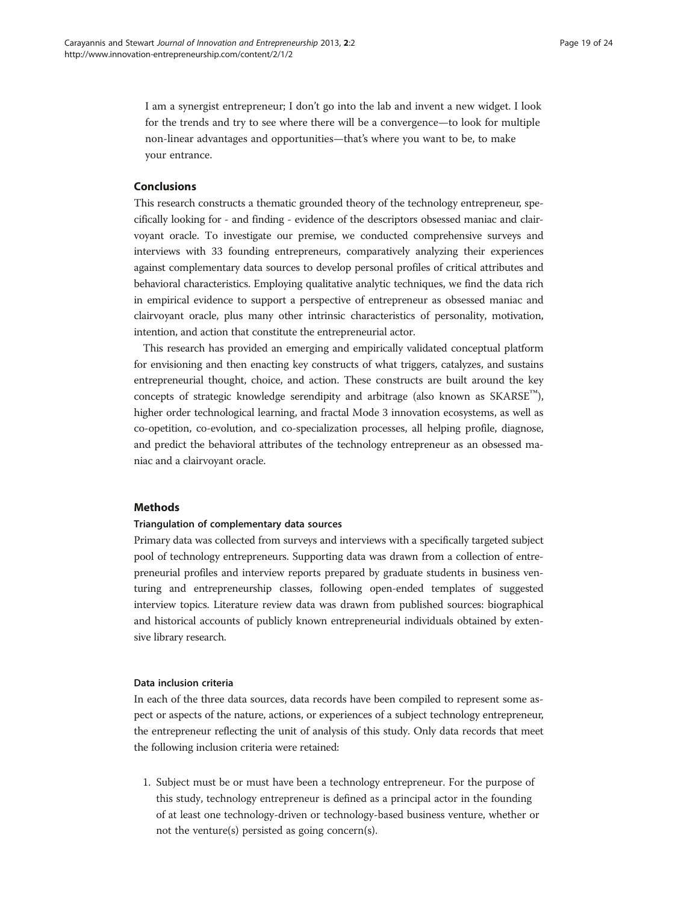> I am a synergist entrepreneur; I don't go into the lab and invent a new widget. I look for the trends and try to see where there will be a convergence—to look for multiple non-linear advantages and opportunities—that's where you want to be, to make your entrance.

## Conclusions

This research constructs a thematic grounded theory of the technology entrepreneur, specifically looking for - and finding - evidence of the descriptors obsessed maniac and clairvoyant oracle. To investigate our premise, we conducted comprehensive surveys and interviews with 33 founding entrepreneurs, comparatively analyzing their experiences against complementary data sources to develop personal profiles of critical attributes and behavioral characteristics. Employing qualitative analytic techniques, we find the data rich in empirical evidence to support a perspective of entrepreneur as obsessed maniac and clairvoyant oracle, plus many other intrinsic characteristics of personality, motivation, intention, and action that constitute the entrepreneurial actor.

This research has provided an emerging and empirically validated conceptual platform for envisioning and then enacting key constructs of what triggers, catalyzes, and sustains entrepreneurial thought, choice, and action. These constructs are built around the key concepts of strategic knowledge serendipity and arbitrage (also known as SKARSE™), higher order technological learning, and fractal Mode 3 innovation ecosystems, as well as co-opetition, co-evolution, and co-specialization processes, all helping profile, diagnose, and predict the behavioral attributes of the technology entrepreneur as an obsessed maniac and a clairvoyant oracle.

## Methods

### Triangulation of complementary data sources

Primary data was collected from surveys and interviews with a specifically targeted subject pool of technology entrepreneurs. Supporting data was drawn from a collection of entrepreneurial profiles and interview reports prepared by graduate students in business venturing and entrepreneurship classes, following open-ended templates of suggested interview topics. Literature review data was drawn from published sources: biographical and historical accounts of publicly known entrepreneurial individuals obtained by extensive library research.

### Data inclusion criteria

In each of the three data sources, data records have been compiled to represent some aspect or aspects of the nature, actions, or experiences of a subject technology entrepreneur, the entrepreneur reflecting the unit of analysis of this study. Only data records that meet the following inclusion criteria were retained:

1. Subject must be or must have been a technology entrepreneur. For the purpose of this study, technology entrepreneur is defined as a principal actor in the founding of at least one technology-driven or technology-based business venture, whether or not the venture(s) persisted as going concern(s).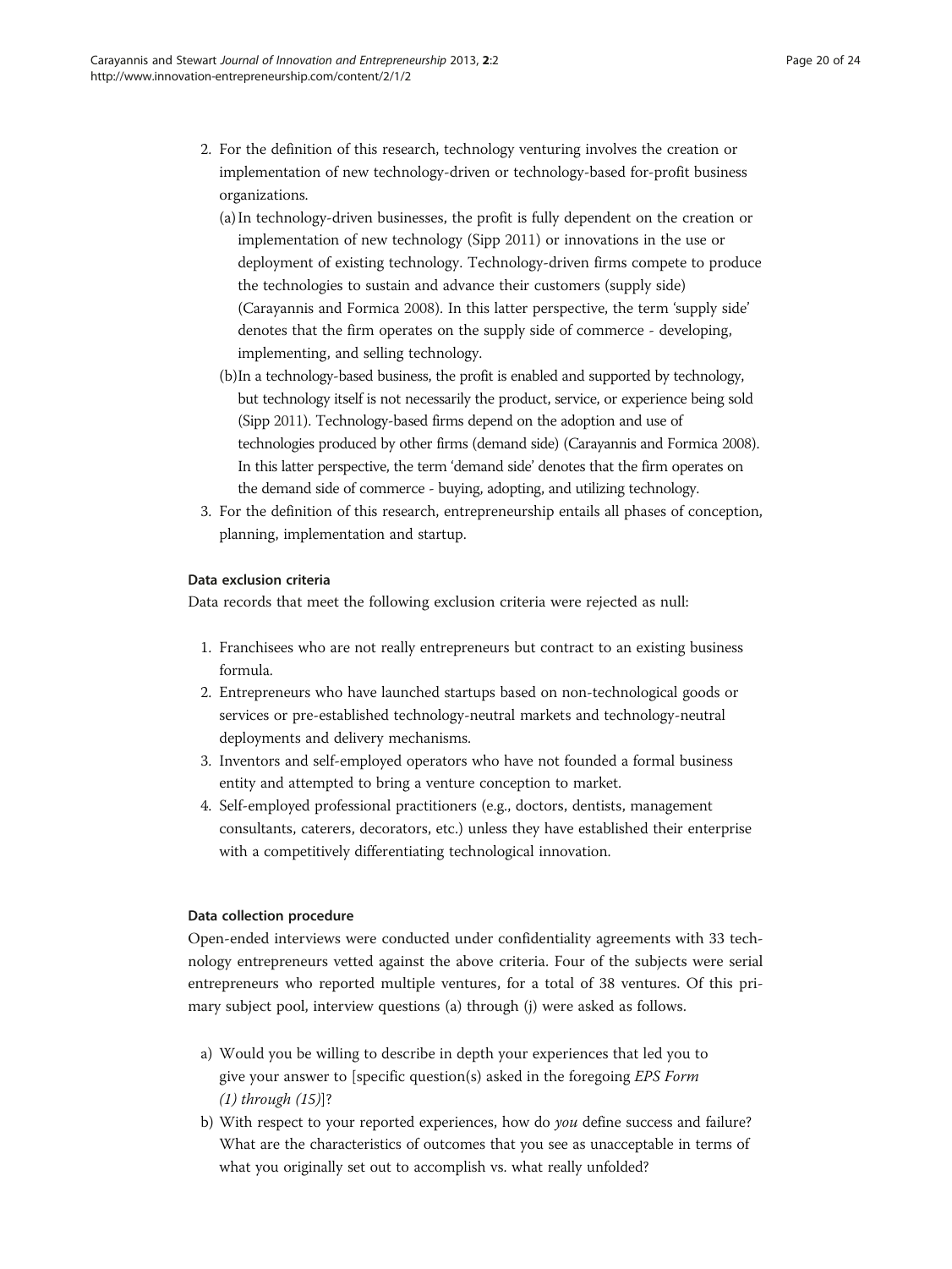2. For the definition of this research, technology venturing involves the creation or implementation of new technology-driven or technology-based for-profit business organizations.
   (a) In technology-driven businesses, the profit is fully dependent on the creation or implementation of new technology (Sipp 2011) or innovations in the use or deployment of existing technology. Technology-driven firms compete to produce the technologies to sustain and advance their customers (supply side) (Carayannis and Formica 2008). In this latter perspective, the term 'supply side' denotes that the firm operates on the supply side of commerce - developing, implementing, and selling technology.
   (b) In a technology-based business, the profit is enabled and supported by technology, but technology itself is not necessarily the product, service, or experience being sold (Sipp 2011). Technology-based firms depend on the adoption and use of technologies produced by other firms (demand side) (Carayannis and Formica 2008). In this latter perspective, the term 'demand side' denotes that the firm operates on the demand side of commerce - buying, adopting, and utilizing technology.
3. For the definition of this research, entrepreneurship entails all phases of conception, planning, implementation and startup.

#### Data exclusion criteria

Data records that meet the following exclusion criteria were rejected as null:

1. Franchisees who are not really entrepreneurs but contract to an existing business formula.
2. Entrepreneurs who have launched startups based on non-technological goods or services or pre-established technology-neutral markets and technology-neutral deployments and delivery mechanisms.
3. Inventors and self-employed operators who have not founded a formal business entity and attempted to bring a venture conception to market.
4. Self-employed professional practitioners (e.g., doctors, dentists, management consultants, caterers, decorators, etc.) unless they have established their enterprise with a competitively differentiating technological innovation.

#### Data collection procedure

Open-ended interviews were conducted under confidentiality agreements with 33 technology entrepreneurs vetted against the above criteria. Four of the subjects were serial entrepreneurs who reported multiple ventures, for a total of 38 ventures. Of this primary subject pool, interview questions (a) through (j) were asked as follows.

a) Would you be willing to describe in depth your experiences that led you to give your answer to [specific question(s) asked in the foregoing *EPS Form (1) through (15)*]?
b) With respect to your reported experiences, how do *you* define success and failure? What are the characteristics of outcomes that you see as unacceptable in terms of what you originally set out to accomplish vs. what really unfolded?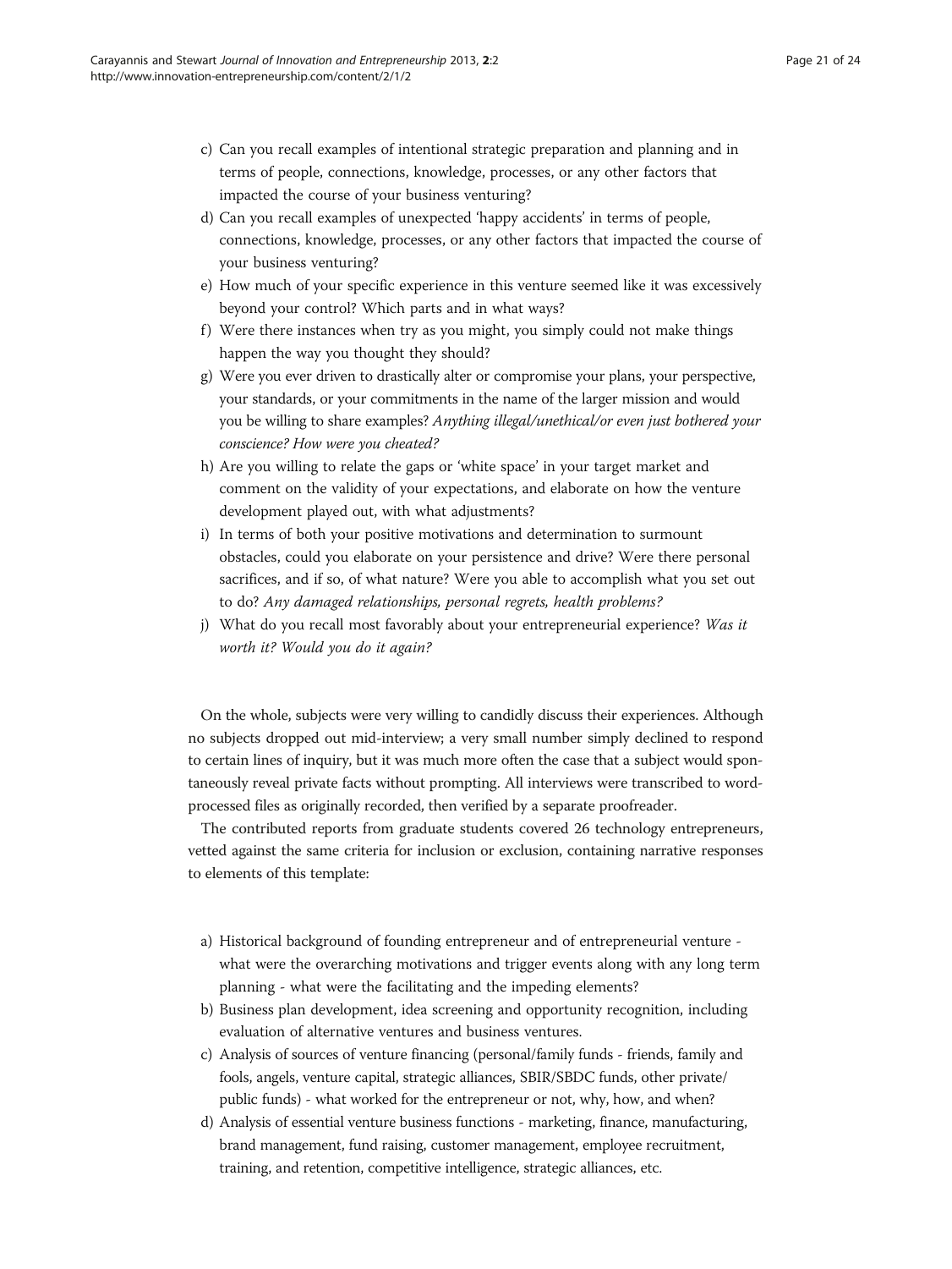c) Can you recall examples of intentional strategic preparation and planning and in terms of people, connections, knowledge, processes, or any other factors that impacted the course of your business venturing?
d) Can you recall examples of unexpected 'happy accidents' in terms of people, connections, knowledge, processes, or any other factors that impacted the course of your business venturing?
e) How much of your specific experience in this venture seemed like it was excessively beyond your control? Which parts and in what ways?
f) Were there instances when try as you might, you simply could not make things happen the way you thought they should?
g) Were you ever driven to drastically alter or compromise your plans, your perspective, your standards, or your commitments in the name of the larger mission and would you be willing to share examples? *Anything illegal/unethical/or even just bothered your conscience? How were you cheated?*
h) Are you willing to relate the gaps or 'white space' in your target market and comment on the validity of your expectations, and elaborate on how the venture development played out, with what adjustments?
i) In terms of both your positive motivations and determination to surmount obstacles, could you elaborate on your persistence and drive? Were there personal sacrifices, and if so, of what nature? Were you able to accomplish what you set out to do? *Any damaged relationships, personal regrets, health problems?*
j) What do you recall most favorably about your entrepreneurial experience? *Was it worth it? Would you do it again?*

On the whole, subjects were very willing to candidly discuss their experiences. Although no subjects dropped out mid-interview; a very small number simply declined to respond to certain lines of inquiry, but it was much more often the case that a subject would spontaneously reveal private facts without prompting. All interviews were transcribed to word-processed files as originally recorded, then verified by a separate proofreader.

The contributed reports from graduate students covered 26 technology entrepreneurs, vetted against the same criteria for inclusion or exclusion, containing narrative responses to elements of this template:

a) Historical background of founding entrepreneur and of entrepreneurial venture - what were the overarching motivations and trigger events along with any long term planning - what were the facilitating and the impeding elements?
b) Business plan development, idea screening and opportunity recognition, including evaluation of alternative ventures and business ventures.
c) Analysis of sources of venture financing (personal/family funds - friends, family and fools, angels, venture capital, strategic alliances, SBIR/SBDC funds, other private/public funds) - what worked for the entrepreneur or not, why, how, and when?
d) Analysis of essential venture business functions - marketing, finance, manufacturing, brand management, fund raising, customer management, employee recruitment, training, and retention, competitive intelligence, strategic alliances, etc.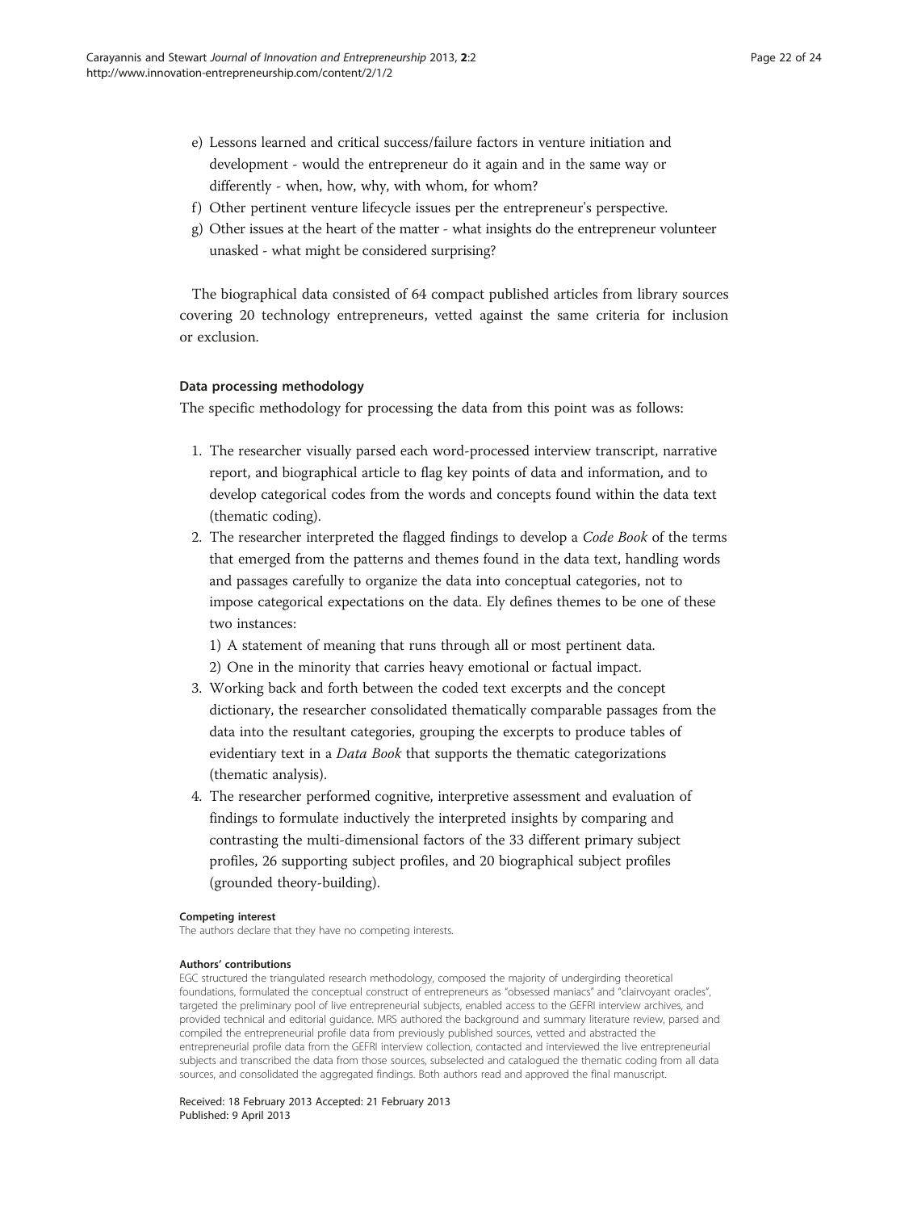e) Lessons learned and critical success/failure factors in venture initiation and development - would the entrepreneur do it again and in the same way or differently - when, how, why, with whom, for whom?

f) Other pertinent venture lifecycle issues per the entrepreneur's perspective.

g) Other issues at the heart of the matter - what insights do the entrepreneur volunteer unasked - what might be considered surprising?

The biographical data consisted of 64 compact published articles from library sources covering 20 technology entrepreneurs, vetted against the same criteria for inclusion or exclusion.

### Data processing methodology

The specific methodology for processing the data from this point was as follows:

1. The researcher visually parsed each word-processed interview transcript, narrative report, and biographical article to flag key points of data and information, and to develop categorical codes from the words and concepts found within the data text (thematic coding).
2. The researcher interpreted the flagged findings to develop a *Code Book* of the terms that emerged from the patterns and themes found in the data text, handling words and passages carefully to organize the data into conceptual categories, not to impose categorical expectations on the data. Ely defines themes to be one of these two instances:

   1) A statement of meaning that runs through all or most pertinent data.

   2) One in the minority that carries heavy emotional or factual impact.
3. Working back and forth between the coded text excerpts and the concept dictionary, the researcher consolidated thematically comparable passages from the data into the resultant categories, grouping the excerpts to produce tables of evidentiary text in a *Data Book* that supports the thematic categorizations (thematic analysis).
4. The researcher performed cognitive, interpretive assessment and evaluation of findings to formulate inductively the interpreted insights by comparing and contrasting the multi-dimensional factors of the 33 different primary subject profiles, 26 supporting subject profiles, and 20 biographical subject profiles (grounded theory-building).

#### Competing interest

The authors declare that they have no competing interests.

#### Authors' contributions

EGC structured the triangulated research methodology, composed the majority of undergirding theoretical foundations, formulated the conceptual construct of entrepreneurs as "obsessed maniacs" and "clairvoyant oracles", targeted the preliminary pool of live entrepreneurial subjects, enabled access to the GEFRI interview archives, and provided technical and editorial guidance. MRS authored the background and summary literature review, parsed and compiled the entrepreneurial profile data from previously published sources, vetted and abstracted the entrepreneurial profile data from the GEFRI interview collection, contacted and interviewed the live entrepreneurial subjects and transcribed the data from those sources, subselected and catalogued the thematic coding from all data sources, and consolidated the aggregated findings. Both authors read and approved the final manuscript.

Received: 18 February 2013 Accepted: 21 February 2013
Published: 9 April 2013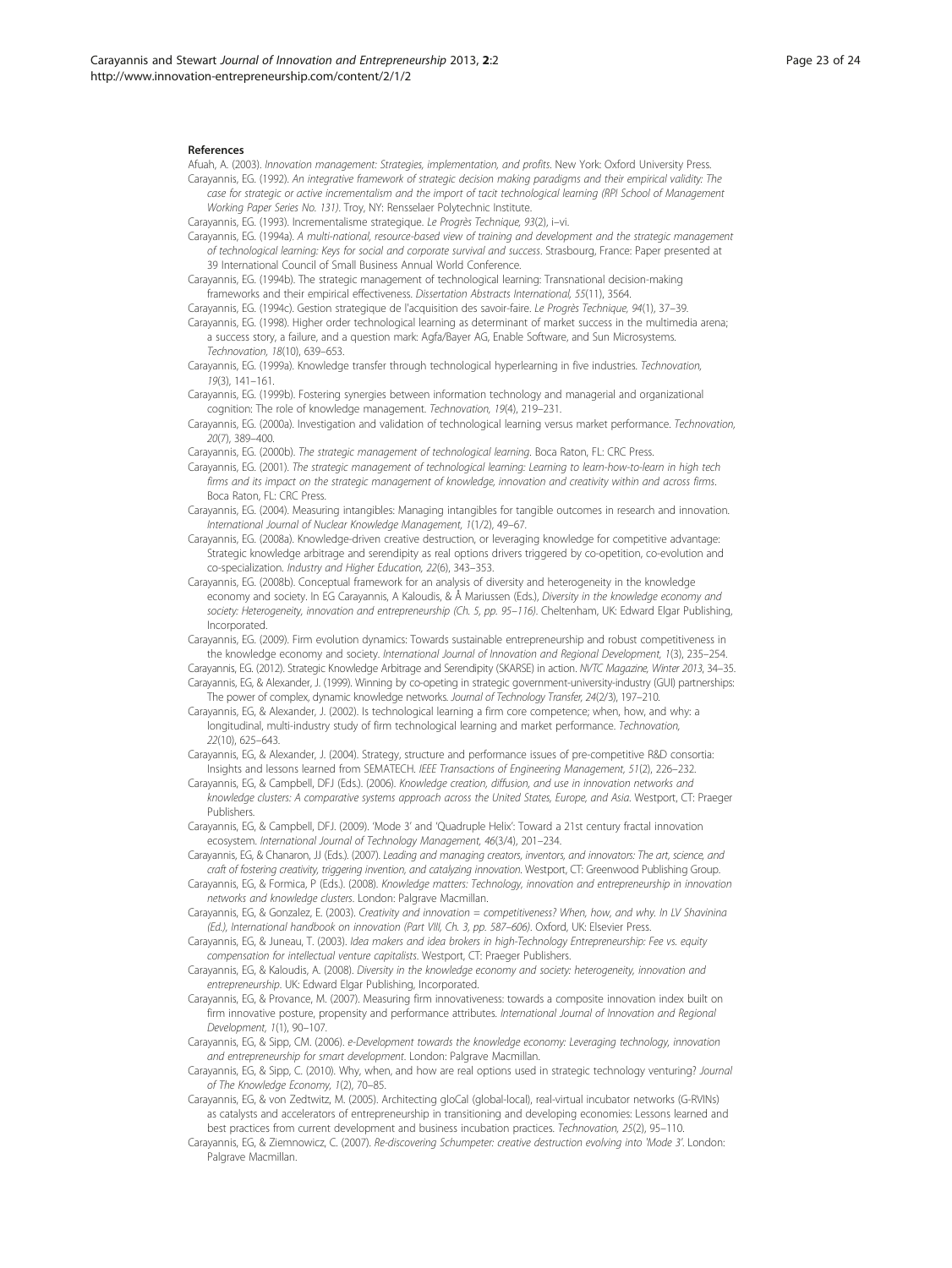## References

Afuah, A. (2003). *Innovation management: Strategies, implementation, and profits*. New York: Oxford University Press.

Carayannis, EG. (1992). *An integrative framework of strategic decision making paradigms and their empirical validity: The case for strategic or active incrementalism and the import of tacit technological learning (RPI School of Management Working Paper Series No. 131)*. Troy, NY: Rensselaer Polytechnic Institute.

Carayannis, EG. (1993). Incrementalisme strategique. *Le Progrès Technique, 93*(2), i–vi.

Carayannis, EG. (1994a). *A multi-national, resource-based view of training and development and the strategic management of technological learning: Keys for social and corporate survival and success*. Strasbourg, France: Paper presented at 39 International Council of Small Business Annual World Conference.

Carayannis, EG. (1994b). The strategic management of technological learning: Transnational decision-making frameworks and their empirical effectiveness. *Dissertation Abstracts International, 55*(11), 3564.

Carayannis, EG. (1994c). Gestion strategique de l'acquisition des savoir-faire. *Le Progrès Technique, 94*(1), 37–39.

Carayannis, EG. (1998). Higher order technological learning as determinant of market success in the multimedia arena; a success story, a failure, and a question mark: Agfa/Bayer AG, Enable Software, and Sun Microsystems. *Technovation, 18*(10), 639–653.

Carayannis, EG. (1999a). Knowledge transfer through technological hyperlearning in five industries. *Technovation, 19*(3), 141–161.

Carayannis, EG. (1999b). Fostering synergies between information technology and managerial and organizational cognition: The role of knowledge management. *Technovation, 19*(4), 219–231.

Carayannis, EG. (2000a). Investigation and validation of technological learning versus market performance. *Technovation, 20*(7), 389–400.

Carayannis, EG. (2000b). *The strategic management of technological learning*. Boca Raton, FL: CRC Press.

Carayannis, EG. (2001). *The strategic management of technological learning: Learning to learn-how-to-learn in high tech firms and its impact on the strategic management of knowledge, innovation and creativity within and across firms*. Boca Raton, FL: CRC Press.

Carayannis, EG. (2004). Measuring intangibles: Managing intangibles for tangible outcomes in research and innovation. *International Journal of Nuclear Knowledge Management, 1*(1/2), 49–67.

Carayannis, EG. (2008a). Knowledge-driven creative destruction, or leveraging knowledge for competitive advantage: Strategic knowledge arbitrage and serendipity as real options drivers triggered by co-opetition, co-evolution and co-specialization. *Industry and Higher Education, 22*(6), 343–353.

Carayannis, EG. (2008b). Conceptual framework for an analysis of diversity and heterogeneity in the knowledge economy and society. In EG Carayannis, A Kaloudis, & Å Mariussen (Eds.), *Diversity in the knowledge economy and society: Heterogeneity, innovation and entrepreneurship (Ch. 5, pp. 95–116)*. Cheltenham, UK: Edward Elgar Publishing, Incorporated.

Carayannis, EG. (2009). Firm evolution dynamics: Towards sustainable entrepreneurship and robust competitiveness in the knowledge economy and society. *International Journal of Innovation and Regional Development, 1*(3), 235–254.

Carayannis, EG. (2012). Strategic Knowledge Arbitrage and Serendipity (SKARSE) in action. *NVTC Magazine, Winter 2013*, 34–35.

Carayannis, EG, & Alexander, J. (1999). Winning by co-opeting in strategic government-university-industry (GUI) partnerships: The power of complex, dynamic knowledge networks. *Journal of Technology Transfer, 24*(2/3), 197–210.

Carayannis, EG, & Alexander, J. (2002). Is technological learning a firm core competence; when, how, and why: a longitudinal, multi-industry study of firm technological learning and market performance. *Technovation, 22*(10), 625–643.

Carayannis, EG, & Alexander, J. (2004). Strategy, structure and performance issues of pre-competitive R&D consortia: Insights and lessons learned from SEMATECH. *IEEE Transactions of Engineering Management, 51*(2), 226–232.

Carayannis, EG, & Campbell, DFJ (Eds.). (2006). *Knowledge creation, diffusion, and use in innovation networks and knowledge clusters: A comparative systems approach across the United States, Europe, and Asia*. Westport, CT: Praeger Publishers.

Carayannis, EG, & Campbell, DFJ. (2009). 'Mode 3' and 'Quadruple Helix': Toward a 21st century fractal innovation ecosystem. *International Journal of Technology Management, 46*(3/4), 201–234.

Carayannis, EG, & Chanaron, JJ (Eds.). (2007). *Leading and managing creators, inventors, and innovators: The art, science, and craft of fostering creativity, triggering invention, and catalyzing innovation*. Westport, CT: Greenwood Publishing Group.

Carayannis, EG, & Formica, P (Eds.). (2008). *Knowledge matters: Technology, innovation and entrepreneurship in innovation networks and knowledge clusters*. London: Palgrave Macmillan.

Carayannis, EG, & Gonzalez, E. (2003). *Creativity and innovation = competitiveness? When, how, and why. In LV Shavinina (Ed.), International handbook on innovation (Part VIII, Ch. 3, pp. 587–606)*. Oxford, UK: Elsevier Press.

Carayannis, EG, & Juneau, T. (2003). *Idea makers and idea brokers in high-Technology Entrepreneurship: Fee vs. equity compensation for intellectual venture capitalists*. Westport, CT: Praeger Publishers.

Carayannis, EG, & Kaloudis, A. (2008). *Diversity in the knowledge economy and society: heterogeneity, innovation and entrepreneurship*. UK: Edward Elgar Publishing, Incorporated.

Carayannis, EG, & Provance, M. (2007). Measuring firm innovativeness: towards a composite innovation index built on firm innovative posture, propensity and performance attributes. *International Journal of Innovation and Regional Development, 1*(1), 90–107.

Carayannis, EG, & Sipp, CM. (2006). *e-Development towards the knowledge economy: Leveraging technology, innovation and entrepreneurship for smart development*. London: Palgrave Macmillan.

Carayannis, EG, & Sipp, C. (2010). Why, when, and how are real options used in strategic technology venturing? *Journal of The Knowledge Economy, 1*(2), 70–85.

Carayannis, EG, & von Zedtwitz, M. (2005). Architecting gloCal (global-local), real-virtual incubator networks (G-RVINs) as catalysts and accelerators of entrepreneurship in transitioning and developing economies: Lessons learned and best practices from current development and business incubation practices. *Technovation, 25*(2), 95–110.

Carayannis, EG, & Ziemnowicz, C. (2007). *Re-discovering Schumpeter: creative destruction evolving into 'Mode 3'*. London: Palgrave Macmillan.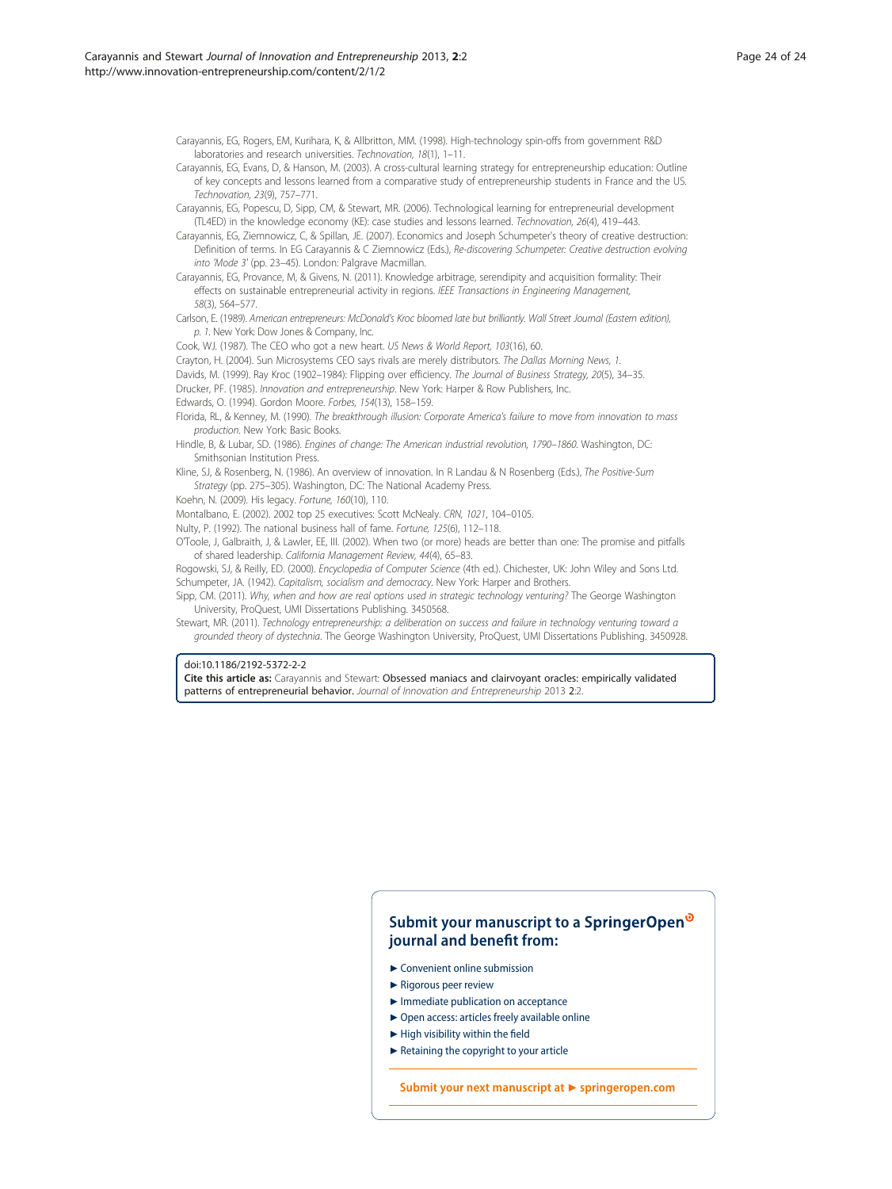Carayannis, EG, Rogers, EM, Kurihara, K, & Allbritton, MM. (1998). High-technology spin-offs from government R&D laboratories and research universities. *Technovation, 18*(1), 1–11.

Carayannis, EG, Evans, D, & Hanson, M. (2003). A cross-cultural learning strategy for entrepreneurship education: Outline of key concepts and lessons learned from a comparative study of entrepreneurship students in France and the US. *Technovation, 23*(9), 757–771.

Carayannis, EG, Popescu, D, Sipp, CM, & Stewart, MR. (2006). Technological learning for entrepreneurial development (TL4ED) in the knowledge economy (KE): case studies and lessons learned. *Technovation, 26*(4), 419–443.

Carayannis, EG, Ziemnowicz, C, & Spillan, JE. (2007). Economics and Joseph Schumpeter's theory of creative destruction: Definition of terms. In EG Carayannis & C Ziemnowicz (Eds.), *Re-discovering Schumpeter: Creative destruction evolving into 'Mode 3'* (pp. 23–45). London: Palgrave Macmillan.

Carayannis, EG, Provance, M, & Givens, N. (2011). Knowledge arbitrage, serendipity and acquisition formality: Their effects on sustainable entrepreneurial activity in regions. *IEEE Transactions in Engineering Management, 58*(3), 564–577.

Carlson, E. (1989). *American entrepreneurs: McDonald's Kroc bloomed late but brilliantly. Wall Street Journal (Eastern edition), p. 1*. New York: Dow Jones & Company, Inc.

Cook, WJ. (1987). The CEO who got a new heart. *US News & World Report, 103*(16), 60.

Crayton, H. (2004). Sun Microsystems CEO says rivals are merely distributors. *The Dallas Morning News, 1*.

Davids, M. (1999). Ray Kroc (1902–1984): Flipping over efficiency. *The Journal of Business Strategy, 20*(5), 34–35.

Drucker, PF. (1985). *Innovation and entrepreneurship*. New York: Harper & Row Publishers, Inc.

Edwards, O. (1994). Gordon Moore. *Forbes, 154*(13), 158–159.

Florida, RL, & Kenney, M. (1990). *The breakthrough illusion: Corporate America's failure to move from innovation to mass production*. New York: Basic Books.

Hindle, B, & Lubar, SD. (1986). *Engines of change: The American industrial revolution, 1790–1860*. Washington, DC: Smithsonian Institution Press.

Kline, SJ, & Rosenberg, N. (1986). An overview of innovation. In R Landau & N Rosenberg (Eds.), *The Positive-Sum Strategy* (pp. 275–305). Washington, DC: The National Academy Press.

Koehn, N. (2009). His legacy. *Fortune, 160*(10), 110.

Montalbano, E. (2002). 2002 top 25 executives: Scott McNealy. *CRN, 1021*, 104–0105.

Nulty, P. (1992). The national business hall of fame. *Fortune, 125*(6), 112–118.

O'Toole, J, Galbraith, J, & Lawler, EE, III. (2002). When two (or more) heads are better than one: The promise and pitfalls of shared leadership. *California Management Review, 44*(4), 65–83.

Rogowski, SJ, & Reilly, ED. (2000). *Encyclopedia of Computer Science* (4th ed.). Chichester, UK: John Wiley and Sons Ltd.

Schumpeter, JA. (1942). *Capitalism, socialism and democracy*. New York: Harper and Brothers.

Sipp, CM. (2011). *Why, when and how are real options used in strategic technology venturing?* The George Washington University, ProQuest, UMI Dissertations Publishing. 3450568.

Stewart, MR. (2011). *Technology entrepreneurship: a deliberation on success and failure in technology venturing toward a grounded theory of dystechnia*. The George Washington University, ProQuest, UMI Dissertations Publishing. 3450928.

doi:10.1186/2192-5372-2-2

**Cite this article as:** Carayannis and Stewart: **Obsessed maniacs and clairvoyant oracles: empirically validated patterns of entrepreneurial behavior.** *Journal of Innovation and Entrepreneurship* 2013 **2**:2.

**Submit your manuscript to a SpringerOpen journal and benefit from:**

- ► Convenient online submission
- ► Rigorous peer review
- ► Immediate publication on acceptance
- ► Open access: articles freely available online
- ► High visibility within the field
- ► Retaining the copyright to your article

**Submit your next manuscript at ► springeropen.com**